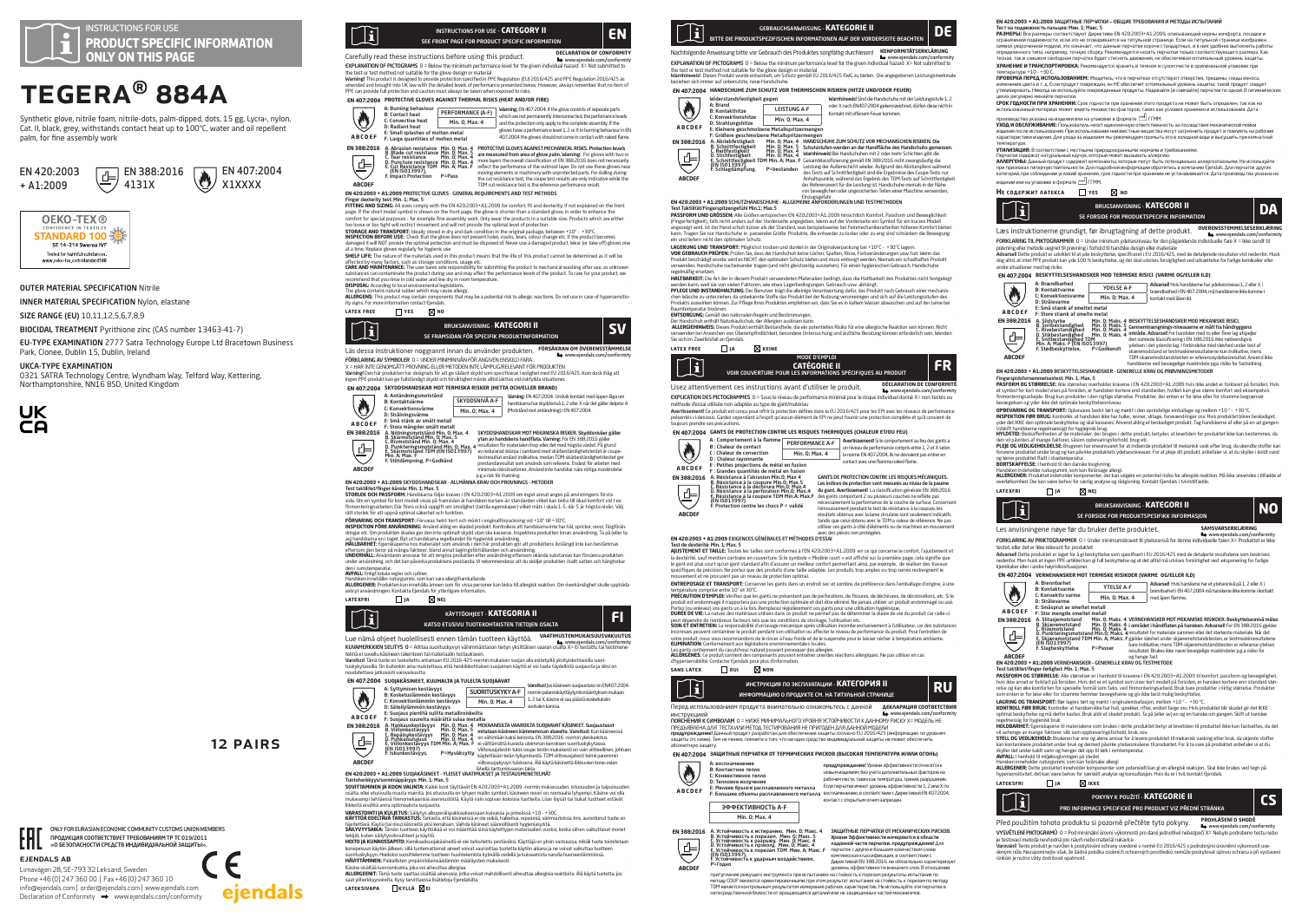INSTRUCTIONS FOR USE

**PRODUCT SPECIFIC INFORMATION ONLY ON THIS PAGE**

# TEGERA® 884A

Synthetic glove, nitrile foam, nitrile-dots, palm-dipped, dots, 15 gg, Lycra®, nylon, Cat. II, black, grey, withstands contact heat up to 100°C, water and oil resistant palm, for fine assembly work

EN 420:2003 + A1:2009

EN 388:2016 4131X

EN 407:2004 X1XXXX

OEKO-TEX® CONFIDENCE IN TEXTILES STANDARD 100 SE 14-214 Swerea IVF Tested for harmful substances. www.oeko-tex.com/standard100

**OUTER MATERIAL SPECIFICATION** Nitrile

**INNER MATERIAL SPECIFICATION** Nylon, elastane

**SIZE RANGE (EU)** 10,11,12,5,6,7,8,9

**BIOCIDAL TREATMENT** Pyrithione zinc (CAS number 13463-41-7)

**EU-TYPE EXAMINATION** 2777 Satra Technology Europe Ltd Bracetown Business Park, Clonee, Dublin 15, Dublin, Ireland

**UKCA-TYPE EXAMINATION**

0321 SATRA Technology Centre, Wyndham Way, Telford Way, Kettering, Northamptonshire, NN16 8SD, United Kingdom

**12 PAIRS**

ONLY FOR EURASIAN ECONOMIC COMMUNITY CUSTOMS UNION MEMBERS
ПРОДУКЦИЯ СООТВЕТСТВУЕТ ТРЕБОВАНИЯМ ТР ТС 019/2011 «О БЕЗОПАСНОСТИ СРЕДСТВ ИНДИВИДУАЛЬНОЙ ЗАЩИТЫ».

**EJENDALS AB**
Limavägen 28, SE-793 32 Leksand, Sweden
Phone +46 (0) 247 360 00 | Fax +46 (0) 247 360 10
info@ejendals.com | order@ejendals.com | www.ejendals.com
Declaration of Conformity ➡ www.ejendals.com/conformity

ejendals

## INSTRUCTIONS FOR USE · CATEGORY II — EN
SEE FRONT PAGE FOR PRODUCT SPECIFIC INFORMATION

Carefully read these instructions before using this product. **DECLARATION OF CONFORMITY** www.ejendals.com/conformity

**EXPLANATION OF PICTOGRAMS** 0 = Below the minimum performance level for the given individual hazard X= Not submitted to the test or test method not suitable for the glove design or material

**Warning!** This product is designed to provide protection specified in PPE Regulation (EU) 2016/425 and PPE Regulation 2016/425 as amended and brought into UK law with the detailed levels of performance presented below. However, always remember that no item of PPE can provide full protection and caution must always be taken when exposed to risks.

**EN 407:2004 PROTECTIVE GLOVES AGAINST THERMAL RISKS (HEAT AND/OR FIRE)**

A: Burning behaviour
B: Contact heat
C: Convective heat
D: Radiant heat
E: Small splashes of molten metal
F: Large quantities of molten metal

PERFORMANCE (A-F) Min. 0, Max. 4

**Warning:** EN 407:2004: If the glove consists of separate parts which are not permanently interconnected, the performance levels and the protection only apply to the complete assembly. If the gloves have a performance level 1, 2 or X in burning behaviour in EN 407:2004 the gloves should not come in contact with naked flame.

**EN 388:2016** A. Abrasion resistance Min. 0; Max. 4 B. Blade cut resistance Min. 0; Max. 5 C. Tear resistance Min. 0; Max. 4 D. Puncture resistance Min. 0; Max. 4 E. Cut Resistance TDM Min. A; Max. F (EN ISO13997) F. Impact Protection P=Pass

**PROTECTIVE GLOVES AGAINST MECHANICAL RISKS. Protection levels are measured from area of glove palm. Warning:** For gloves with two or more layers the overall classification of EN 388:2016 does not necessarily reflect the performance of the outermost layer. For use these gloves near moving elements or machinery with unprotected parts. For dulling during the cut resistance test, the coupe test results are only indicative while the TDM cut resistance test is the reference performance result.

**EN 420:2003 + A1:2009** PROTECTIVE GLOVES - GENERAL REQUIREMENTS AND TEST METHODS
**Finger dexterity test: Min. 1; Max. 5**

**FITTING AND SIZING:** All sizes comply with the EN 420:2003+A1:2009 for comfort, fit and dexterity, if not explained on the front page. If the short model symbol is shown on the front page, the glove is shorter than a standard glove, in order to enhance the comfort for special purposes – for example fine assembly work. Only wear the products in a suitable size. Products which are either too loose or too tight will restrict movement and will not provide the optimal level of protection.

**STORAGE AND TRANSPORT:** Ideally stored in dry and dark condition in the original package, between +10° - +30°C.

**INSPECTION BEFORE USE:** Check that the glove does not present holes, cracks, tears, colour change etc. If the product becomes damaged it will NOT provide the optimal protection and must be disposed of. Never use a damaged product. Wear (or take off) gloves one at a time. Replace gloves regularly for hygienic use.

**SHELF LIFE:** The nature of the materials used in this product means that its life of this product cannot be determined as it will be affected by many factors, such as storage conditions, usage etc.

**CARE AND MAINTENANCE:** The user bears sole responsibility for submitting the product to mechanical washing after use, as unknown substances can contaminate the product during use and may affect the performance levels of the product. To care for your product, we recommend that you rinse in cold water and line dry in room temperature.

**DISPOSAL:** According to local environmental legislations.
The glove contains natural rubber which may cause allergy.

**ALLERGENS:** This product may contain components that may be a potential risk to allergic reactions. Do not use in case of hypersensitivity signs. For more information contact Ejendals.

**LATEX FREE** ☐ YES ☒ NO

## BRUKSANVISNING · KATEGORI II — SV
SE FRAMSIDAN FÖR SPECIFIK PRODUKTINFORMATION

Läsa dessa instruktioner noggrant innan du använder produkten. **FÖRSÄKRAN OM ÖVERENSSTÄMMELSE** www.ejendals.com/conformity

**FÖRKLARING AV SYMBOLER** 0 = UNDER MINIMINIVÅN FÖR ANGIVEN ENSKILD FARA
X = HAR INTE GENOMGÅTT PROVNING ELLER METODEN INTE LÄMPLIG/RELEVANT FÖR PRODUKTEN

**Varning!** Den här produkten har designats för att ge skydd som specificeras i förordningen (EU) 2016/425. Kom dock ihåg att ingen PPE-produkt kan ge fullständigt skydd och försiktighet måste alltid iakttas vid riskfyllda situationer.

**EN 407:2004 SKYDDSHANDSKAR MOT TERMISKA RISKER (HETTA OCH/ELLER BRAND)**

A: Antändningsmotstånd
B: Kontaktvärme
C: Konvektionsvärme
D: Strålningsvärme
E: Små stänk av smält metall
F: Stora mängder smält metall

SKYDDSNIVÅ A-F Min. 0, Max. 4

**Varning:** EN 407:2004: Undvik kontakt med öppen låga om handskarna har skyddsnivå 1, 2 eller X när det gäller del A (flamresistens) enligt EN 407:2004.

**EN 388:2016** A. Nötningsmotstånd Min. 0; Max. 4 B. Skärmotstånd Min. 0; Max. 5 C. Rivmotstånd Min. 0; Max. 4 D. Punkteringsmotstånd Min. 0; Max. 4 E. Skärmotstånd TDM (EN ISO13997) Min. A; Max. F F. Stötdämpning, P=Godkänd

**SKYDDSHANDSKAR MOT MEKANISKA RISKER. Skyddsnivåer gäller ytan av handskens handflata. Varning:** För EN 388:2016 gäller resultaten för materialet som ytterlager. För användning nära roterande maskiner och rörliga maskindelar... Vid skärmotstånd: om materialet har en avtrubbande effekt under provningen är resultatet från coupe-testet endast vägledande medan TDM-provningen är referensresultatet.

**EN 420:2003 + A1:2009 SKYDDSHANDSKAR - ALLMÄNNA KRAV OCH PROVNINGS - METODER**
**Test fingerfärdighet/finger-känsla: Min. 1; Max. 5**

**STORLEK OCH PASSFORM:** Handskarna följer kraven i EN 420:2003+A1:2009 om inget annat anges på användarsidan. Om symbol för kort modell visas på framsidan är handsken kortare än standarden vilket kan bidra till ökad komfort vid t.ex. finmonteringsarbeten. Där förekommer för små eller för stora handskar blir rörligheten sämre och ett optimalt skydd uppnås inte.

**FÖRVARING OCH TRANSPORT:** Förvaras helst torrt och mörkt i originalförpackning vid +10° till +30°C.

**INSPEKTION FÖRE ANVÄNDNING:** Använd aldrig en skadad produkt. Kontrollera att handskarna inte har hål, sprickor, revor, färgförändringar etc. Om produkten skadas ger den inte optimalt skydd utan ska kasseras. Inspektera produkten innan användning. Ta på (eller av) handskarna en i taget. Byt ut handskarna regelbundet för hygieniskt användning.

**HÅLLBARHET:** Egenskaperna hos materialet som används i den här produkten gör att produktens livslängd inte kan bestämmas eftersom den beror på många faktorer, bland annat lagringsförhållanden och användning.

**UNDERHÅLL:** Användaren ansvarar för att rengöra produkten efter användning eftersom okända substanser kan förorena produkten under användning, och det kan påverka produktens prestanda. Vi rekommenderar att du sköljer produkten i kallt vatten och hängtorkar den i rumstemperatur.

**AVFALL:** Enligt lokala regler och rutiner.
Handsken innehåller naturgummi, som kan vara allergiframkallande.

**ALLERGENER:** Produkten kan innehålla ämnen som för vissa personer kan bidra till allergisk reaktion. Om överkänslighet skulle uppträda avbryt användningen. Kontakta Ejendals för ytterligare information.

**LATEXFRI** ☐ JA ☒ NEJ

## KÄYTTÖOHJEET · KATEGORIA II — FI
KATSO ETUSIVU TUOTEKOHTAISTEN TIETOJEN OSALTA

Lue nämä ohjeet huolellisesti ennen tämän tuotteen käyttöä. **VAATIMUSTENMUKAISUUSVAKUUTUS** www.ejendals.com/conformity

**KUVAMERKKIEN SELITYS** 0 = Alittaa suorituskyvyn vähimmäistason tietyn yksittäisen vaaran osalta X= Ei testattu tai testimenetelmä ei sovellu käsineen rakenteen tai materiaalin testaukseen.

**Varoitus!** Tämä tuote on tarkoitettu antamaan EU 2016-425-normin mukaisen suojan alla esitetyillä yksityiskohtaisilla suorituskykytasoilla. On kuitenkin aina muistettava, että henkilönsuojain suojainen käyttö ei voi taata täydellistä suojausta ja siksi on noudatettava jatkuvasti varovaisuutta.

**EN 407:2004 SUOJAKÄSINEET, KUUMALTA JA TULELTA SUOJAAVAT**

A: Syttyminen kestävyys
B: Kosketuslämmön kestävyys
C: Konvektiolämmön kestävyys
D: Säteilylämmön kestävyys
E: Suojaus pieniltä sulilta metalliroiskeilta
F: Suojaus suurelta määrältä sulaa metallia

SUORITUSKYKY A-F Min. 0, Max. 4

**Varoitus!** Jos käsineen suojaustaso on EN 407:2004-normin palamiskäyttäytymisvaatimuksen mukaan 1, 2 tai X, käsine ei saa päästä kosketuksiin avotulen kanssa.

**EN 388:2016** A. Hankauskestävyys Min. 0; Max. 4 B. Viiltonkestävyys Min. 0; Max. 5 C. Repäisykestävyys Min. 0; Max. 4 D. Puhkaisulujuus Min. 0; Max. 4 E. Viiltonkestävyys TDM Min. A; Max. F (EN ISO13997) F. Iskunkestävyys, P=Hyväksytty

**MEKAANISILTA VAAROILTA SUOJAAVAT KÄSINEET. Suojaustasot mitataan käsineen kämmenosan alueelta. Varoitus:** Kun käsineessä on vähintään kaksi kerrosta, EN 388:2016 -normin yleisluokitus ei välttämättä kuvasta uloimman kerroksen suorituskykytasoa. Viiltosuojatestin tulos coupe-testin mukaisesti on vain viitteellinen, jolloin TDM-viiltosuojatesti toimii referenssinä.

**EN 420:2003 + A1:2009 SUOJAKÄSINEET - YLEISET VAATIMUKSET JA TESTAUSMENETELMÄT**
**Tuntoherkkyys/sorminäppäryys: Min. 1; Max. 5**

**SOVITTAMINEN JA KOON VALINTA:** Kaikki koot täyttävät EN 420:2003+A1:2009-normin mukavuuden, istuvuuden ja taipuisuuden osalta, ellei etusivulla muuta mainita. Jos etusivulla on lyhyen mallin symboli, käsineen reunat on normaalia lyhyempi. Käsine voi olla mukavampi tietyissä hienomekaanisissa asennustöissä. Käytä vain sopivan kokoisia tuotteita. Liian löysät tai tiukat tuotteet estävät liikkeitä eivätkä anna optimaalista suojausta.

**VARASTOINTI JA KULJETUS:** Säilytys alkuperäispakkauksessaan kuivassa ja pimeässä +10 - +30C.

**KÄYTTÖÄ EDELTÄVÄ TARKASTUS:** Tarkasta, että käsineessä ei ole reikiä, halkeamia, repeämiä, värimuutoksia tms. auroittunut tuote on hävitettävä. Käytä (tai riisu) käsineitä yksi kerrallaan. Vaihda käsineet säännöllisesti hygieniasyistä.

**SÄILYVYYSAIKA:** Tämän tuotteen käyttöikää ei voi määrittää siinä käytettyjen materiaalien vuoksi, koska siihen vaikuttavat monet tekijät, kuten säilytysolosuhteet ja käyttö.

**HOITO JA KUNNOSSAPITO:** Kemikaalisuojakäsineitä ei ole tarkoitettu pestäviksi. Käyttäjän yksin vastuussa, mikäli tuote toimitetaan konepesuun käytön jälkeen, sillä tuntemattomat aineet voivat vaurioittaa tuotetta käytön aikana ja ne voivat vaikuttaa tuotteen suorituskykyyn. Huolehdi suositelemme tuotteen huuhtelemista kylmällä vedellä ja kuivaamista narulla huoneenlämmössä.

**HÄVITTÄMINEN:** Paikallisten ympäristömääräysten mukaisesti.
Käsine sisältää luonnonkumia, joka voi aiheuttaa allergiaa.

**ALLERGEENIT:** Tämä tuote saattaa sisältää aineosia, jotka voivat mahdollisesti aiheuttaa allergisia reaktioita. Älä käytä tuotetta, jos saat yliherkkyysoireita. Kysy lisätietoja lisätietoja Ejendalsilta.

**LATEKSIVAPA** ☐ KYLLÄ ☒ EI

## GEBRAUCHSANWEISUNG · KATEGORIE II — DE
BITTE DIE PRODUKTSPEZIFISCHEN INFORMATIONEN AUF DER VORDERSEITE BEACHTEN

Nachfolgende Anweisung bitte vor Gebrauch des Produktes sorgfältig durchlesen! **KONFORMITÄTSERKLÄRUNG** www.ejendals.com/conformity

**EXPLANATION OF PICTOGRAMS** 0 = Below the minimum performance level for the given individual hazard X= Not submitted to the test or test method not suitable for the glove design or material

**Warnhinweis!** Dieses Produkt wurde entwickelt, um Schutz gemäß EU 2016/425 EWG zu bieten. Die angegebenen Leistungsmerkmale beziehen sich immer auf unbenutzte, neue Handschuhe.

**EN 407:2004 HANDSCHUHE ZUM SCHUTZ VOR THERMISCHEN RISIKEN (HITZE UND/ODER FEUER)**

Widerstandsfestigkeit gegen
A: Brand
B: Kontakthitze
C: Konvektionshitze
D: Strahlungshitze
E: Kleinere geschmolzene Metallspritzermengen
F: Größere geschmolzene Metallspritzermengen

LEISTUNG A-F Min. 0, Max. 4

**Warnhinweis!** Sind die Handschuhe mit der Leistungsstufe 1, 2 oder X nach EN407:2004 gekennzeichnet, dürfen diese nicht in Kontakt mit offenem Feuer kommen.

**EN 388:2016** A. Abriebfestigkeit Min. 0; Max. 4 B. Schnittfestigkeit Min. 0; Max. 5 C. Reißfestigkeit Min. 0; Max. 4 D. Stichfestigkeit Min. 0; Max. 4 E. Schnittfestigkeit TDM Min. A; Max. F (EN ISO13997) F. Schlagdämpfung, P=bestanden

**HANDSCHUHE ZUM SCHUTZ VOR MECHANISCHEN RISIKEN. Die Schutzstufen werden an der Handfläche des Handschuhs gemessen. Warnhinweis:** Bei Handschuhen mit 2 oder mehr Schichten gibt die Gesamtklassifizierung gemäß EN 388:2016 nicht zwangsläufig die Leistung der äußersten Schicht wieder. Bei Abstumpfungen während des Tests auf Schnittfestigkeit sind die Ergebnisse des Coupe-Tests nur Anhaltspunkte, während das Ergebnis des TDM-Tests auf Schnittfestigkeit der Referenzwert für die Leistung ist. Handschuhe niemals in der Nähe von beweglichen oder ungeschützten Teilen einer Maschine verwenden. Einzugsgefahr.

**EN 420:2003 + A1:2009 SCHUTZHANDSCHUHE - ALLGEMEINE ANFORDERUNGEN UND TESTMETHODEN**
**Test Taktilität/Fingerspitzengefühl Min.1; Max.5**

**PASSFORM UND GRÖSSEN:** Alle Größen entsprechen EN 420:2003+A1:2009 hinsichtlich Komfort, Passform und Beweglichkeit (Fingerfertigkeit), falls nicht anders auf der Vorderseite angegeben. Wenn auf der Vorderseite ein Symbol für ein kurzes Modell angezeigt wird, ist der Hand-schuh kürzer als der Standard, was beispielsweise bei Feinmechanikerarbeiten höheren Komfort bieten kann. Tragen Sie nur Handschuhe in passender Größe. Produkte, die entweder zu lose oder zu eng sind schränken die Bewegung ein und bieten nicht den optimalen Schutz.

**LAGERUNG UND TRANSPORT:** Möglichst trocken und dunkel in der Originalverpackung bei +10°C - +30°C lagern.

**VOR GEBRAUCH PRÜFEN:** Prüfen Sie, dass der Handschuh keine Löcher, Spalten, Risse, Farbveränderungen usw. hat. Wenn das Produkt beschädigt wurde, wird es NICHT den optimalen Schutz bieten und muss entsorgt werden. Niemals ein schadhaftes Produkt verwenden. Handschuhe nacheinander tragen (und nicht gleichzeitig ausziehen). Für einen hygienischen Gebrauch, Handschuhe regelmäßig ersetzen.

**HALTBARKEIT:** Die Art der in diesem Produkt verwendeten Materialien bedingt, dass die Haltbarkeit des Produktes nicht festgelegt werden kann, weil sie von vielen Faktoren, wie etwa Lagerbedingungen, Gebrauch usw. abhängt.

**PFLEGE UND INSTANDHALTUNG:** Der Benutzer trägt die alleinige Verantwortung dafür, das Produkt nach Gebrauch einer mechanischen Wäsche zu unterziehen, da unbekannte Stoffe das Produkt bei der Nutzung verunreinigen und sich auf die Leistungsstufen des Produkts auswirken können. Zur Pflege Ihres Produktes empfehlen wir, dass Sie es in kaltem Wasser abwaschen und auf der Leine bei Raumtemperatur trocknen.

**ENTSORGUNG:** Gemäß den nationalen Regeln und Bestimmungen.
Der Handschuh enthält Naturkautschuk, der Allergien auslösen kann.

**ALLERGIEHINWEIS:** Dieses Produkt enthält Bestandteile, die ein potentielles Risiko für eine allergische Reaktion sein können. Nicht verwenden bei Anzeichen von Überempfindlichkeit, besondere Untersuchung und ärztliche Beratung können erforderlich sein. Wenden Sie sich im Zweifelsfall an Ejendals.

**LATEX FREE** ☐ JA ☒ KEINE

## MODE D'EMPLOI · CATÉGORIE II — FR
VOIR COUVERTURE POUR LES INFORMATIONS SPÉCIFIQUES AU PRODUIT

Lisez attentivement ces instructions avant d'utiliser le produit. **DÉCLARATION DE CONFORMITÉ** www.ejendals.com/conformity

**EXPLICATION DES PICTOGRAMMES** 0 = Sous le niveau de performance minimal pour le risque individuel donné X= non testés ou méthode d'essai utilisée non-adaptée au type de gant/matériau

**Avertissement!** Le produit est conçu pour offrir la protection définie dans la EU 2016/425 pour les EPI avec les niveaux de performance présentés ci-dessous. Gardez cependant à l'esprit qu'aucun élément de EPI ne peut fournir une protection complète et qu'il convient de toujours prendre ses précautions.

**EN 407:2004 GANTS DE PROTECTION CONTRE LES RISQUES THERMIQUES (CHALEUR ET/OU FEU)**

A : Comportement à la flamme
B : Chaleur de contact
C : Chaleur de convection
D : Chaleur rayonnante
E : Petites projections de métal en fusion
F : Grandes quantités de métal en fusion

PERFORMANCE A-F Min. 0, Max. 4

**Avertissement!** Si le comportement au feu des gants a un niveau de performance compris entre 1, 2 et X selon la norme EN 407:2004, ils ne devraient pas entrer en contact avec une flamme nue/à flamme.

**EN 388:2016** A. Résistance à l'abrasion Min. 0; Max. 4 B. Résistance à la coupure Min. 0; Max. 5 C. Résistance à la déchirure Min. 0; Max. 4 D. Résistance à la perforation Min. 0; Max. 4 E. Résistance à la coupure TDM Min. A; Max. F (EN ISO13997) F. Protection contre les chocs P = validé

**GANTS DE PROTECTION CONTRE LES RISQUES MÉCANIQUES. Les indices de protection sont mesurés au niveau de la paume du gant. Avertissement:** La classification générale EN 388:2016 des gants composés 2 ou plusieurs couches ne reflète pas nécessairement la performance de la couche de surface. Concernant l'émoussement pendant le test de résistance à la coupure, les résultats obtenus avec la lame circulaire sont seulement indicatifs tandis que ceux obtenus avec le TDM a valeur de référence. Ne pas utiliser ces gants à côté d'éléments ou de machines en mouvement avec des pièces non protégées.

**EN 420:2003 + A1:2009 EXIGENCES GÉNÉRALES ET MÉTHODES D'ESSAI**
**Test de dextérité: Min. 1; Max. 5**

**AJUSTEMENT ET TAILLE:** Toutes les tailles sont conformes à l'EN 420:2003+A1:2009 en ce qui concerne le confort, l'ajustement et la dextérité, sauf mention contraire en couverture. Si le symbole « Modèle court » est affiché sur la première page, cela signifie que le gant est plus court qu'un gant standard afin d'assurer un meilleur confort permettant ainsi, par exemple, de réaliser des travaux spécifiques de précision. Ne portez que des produits d'une taille adaptée. Les produits trop amples ou trop serrés restreignent le mouvement et ne procurent pas un niveau de protection optimal.

**ENTREPOSAGE ET TRANSPORT:** Conserver les gants dans un endroit sec et sombre, de préférence dans l'emballage d'origine, à une température comprise entre 10° et 30°C.

**PRÉCAUTION D'EMPLOI:** Vérifiez que les gants ne présentent pas de perforations, de fissures, de déchirures, de décolorations, etc. Si le produit est endommagé il n'apportera pas une protection optimale et doit être éliminé. Ne jamais utiliser un produit endommagé ou usé. Portez (ou enlevez) vos gants un à la fois. Remplacez régulièrement vos gants pour une utilisation hygiénique.

**DURÉE DE VIE:** La nature des matériaux utilisés dans ce produit ne permet pas de déterminer la durée de vie du produit car celle-ci peut dépendre de nombreux facteurs tels que les conditions de stockage, l'utilisation etc.

**SOIN ET ENTRETIEN:** La responsabilité d'un lavage mécanique après utilisation incombe exclusivement à l'utilisateur, car des substances inconnues peuvent contaminer le produit pendant son utilisation ou affecter le niveau de performance du produit. Pour l'entretien de votre produit, nous vous recommandons de le rincer à l'eau froide et de le suspendre pour le laisser sécher à température ambiante.

**ÉLIMINATION:** Conformément aux législations environnementales locales.
Les gants contiennent du caoutchouc naturel pouvant provoquer des allergies.

**ALLERGÈNES:** Ce produit contient des composants pouvant entraîner une/des réactions allergiques. Ne pas utiliser en cas d'hypersensibilité. Contacter Ejendals pour plus d'information.

**SANS LATEX** ☐ OUI ☒ NON

## ИНСТРУКЦИЯ ПО ЭКСПЛУАТАЦИИ · КАТЕГОРИЯ II — RU
ИНФОРМАЦИЮ О ПРОДУКТЕ СМ. НА ТИТУЛЬНОЙ СТРАНИЦЕ

Перед использованием продукта внимательно ознакомьтесь с данной инструкцией. **ДЕКЛАРАЦИЯ СООТВЕТСТВИЯ** www.ejendals.com/conformity

**ПОЯСНЕНИЯ К СИМВОЛАМ** 0 = НИЖЕ МИНИМАЛЬНОГО УРОВНЯ УСТОЙЧИВОСТИ К ДАННОМУ РИСКУ X= МОДЕЛЬ НЕ ПРЕДНАЗНАЧЕНА ДЛЯ ТЕСТА ИЛИ МЕТОД ТЕСТИРОВАНИЯ НЕ ПРИГОДЕН ДЛЯ ДАННОЙ МОДЕЛИ

**предупреждение!** Данный продукт разработан для обеспечения защиты согласно EU 2016/425 (информацию по уровням защиты см. ниже). Тем не менее, помните о том, что ни одно средство индивидуальной защиты не может обеспечить абсолютную защиту.

**EN 407:2004 ЗАЩИТНЫЕ ПЕРЧАТКИ ОТ ТЕРМИЧЕСКИХ РИСКОВ (ВЫСОКАЯ ТЕМПЕРАТУРА И/ИЛИ ОГОНЬ)**

A: воспламенение
B: Контактное тепло
C: Конвективное тепло
D: Тепловое излучение
E: Мелкие брызги расплавленного металла
F: Большие объемы расплавленного металла

ЭФФЕКТИВНОСТЬ A-F Min. 0, Max. 4

**предупреждение!** Уровни эффективности относятся к новым изделиям; без учета дополнительных факторов на рабочем месте, таких как температура, трение, разрушение. Если перчатки имеют уровень эффективности 1, 2 или X по воспламенению в соответствии с Директивой EN 407:2004, контакт с открытым огнем запрещен.

**EN 388:2016** A. Устойчивость к истиранию, Min. 0; Max. 4 B. Устойчивость к порезам, Min. 0; Max. 5 C. Устойчивость к разрыву, Min. 0; Max. 4 D. Устойчивость к проколу, Min. 0; Max. 4 E. Устойчивость к порезам TDM Min. A; Max. F (EN ISO13997) F. Устойчивость к ударам, P=Годно

**ЗАЩИТНЫЕ ПЕРЧАТКИ ОТ МЕХАНИЧЕСКИХ РИСКОВ. Уровни эффективности измеряются в области ладонной части перчатки. предупреждение!** Для перчаток с двумя и более слоями общая классификация по стандарту EN 388:2016 не обязательно отражает уровень эффективности внешнего слоя. В отношении притупления режущих инструментов при испытаниях на стойкость к порезам результаты испытания по методу COUP являются ориентировочными, при этом результат испытания на стойкость к порезам по методу TDM является контрольным результатом измерения рабочих характеристик. Не используйте эти перчатки в непосредственной близости от вращающихся деталей или незащищенных частей механизмов.

**EN 420:2003 + A1:2009 ЗАЩИТНЫЕ ПЕРЧАТКИ – ОБЩИЕ ТРЕБОВАНИЯ И МЕТОДЫ ИСПЫТАНИЙ**
**Тест на подвижность пальцев: Min. 1; Max. 5**

**РАЗМЕРЫ:** Все размеры соответствуют директиве EN 420:2003+A1:2009, описывающей нормы комфорта, посадки и ограничения подвижности, если это не оговаривается на титульной странице. Если на титульной странице изображен символ укороченной модели, это означает, что данные перчатки короче стандартных и в них удобнее выполнять работы определённого типа, например, точную сборку. Рекомендуется носить перчатки только соответствующего размера. Как тесная, так и слишком свободная перчатка будет стеснять движения, не обеспечивая оптимальной защиты.

**ХРАНЕНИЕ И ТРАНСПОРТИРОВКА:** Рекомендуется хранить в темном и сухом месте в оригинальной упаковке при температуре +10 - +30 С.

**ПРОВЕРКА ПЕРЕД ИСПОЛЬЗОВАНИЕМ:** Убедитесь, что в перчатках отсутствуют отверстия, трещины, следы износа, изменения цвета и т.д. Если продукт поврежден, он НЕ обеспечит оптимальный уровень защиты. Такой продукт следует утилизировать. Никогда не используйте поврежденные продукты. Надевайте (и снимайте) перчатки по одной. В гигиенических целях регулярно меняйте перчатки.

**СРОК ГОДНОСТИ ПРИ ХРАНЕНИИ:** Срок годности при хранении этого продукта не может быть определен, так как на используемые материалы может влиять множество факторов, таких как условия хранения и использования. Дата производства указана на изделии или на упаковке в формате ГГ/ММ.

**УХОД И ОБСЛУЖИВАНИЕ:** Пользователь несет единоличную ответственность за последствия механической мойки изделия после использования. При использовании неизвестные вещества могут загрязнить продукт и повлиять на рабочие характеристики изделия. Для ухода за изделием мы рекомендуем прополоскать его в холодной воде и высушить при комнатной температуре.

**УТИЛИЗАЦИЯ:** В соответствии с местными природоохранными нормами и требованиями.
Перчатки содержат натуральный каучук, который может вызывать аллергию.

**АЛЛЕРГЕНЫ:** Данный продукт содержит компоненты, которые могут быть потенциально аллергогенными. Не используйте при признаках гиперчувствительности. Для подробной информации обратитесь в компанию Ejendals. Для перчаток других категорий, при соблюдении условий хранения, срок годности при хранении не устанавливается. Дата производства указана на изделии или на упаковке в формате ГГ/ММ.

**НЕ СОДЕРЖИТ ЛАТЕКСА** ☐ YES ☒ NO

## BRUGSANVISNING · KATEGORI II — DA
SE FORSIDE FOR PRODUKTSPECIFIK INFORMATION

Læs instruktionerne grundigt, før brugstagning af dette produkt. **OVERENSSTEMMELSESERKLÆRING** www.ejendals.com/conformity

**FORKLARING TIL PIKTOGRAMMER** 0 = Under minimum ydelsesniveau for den pågældende individuelle fare X = Ikke sendt til prøvning eller metode uegnet til prøvning/ forhold til handske design eller materiale

**Advarsel!** Dette produkt er udviklet til at yde beskyttelse, specificeret i EU 2016/425, med de detaljerede resultater vist nedenfor. Husk dog altid, at intet PPE produkt kan yde 100 % beskyttelse, og der skal udvises forsigtighed ved udsættelse for farlige kemikalier eller andre situationer med høj risiko.

**EN 407:2004 BESKYTTELSESHANDSKER MOD TERMISKE RISICI (VARME OG/ELLER ILD)**

A: Brændbarhed
B: Kontaktvarme
C: Konvektionsvarme
D: Strålevarme
E: Små stænk af smeltet metal
F: Store stænk af smeltet metal

YDELSE A-F Min. 0, Max. 4

**Advarsel!** Hvis handskerne har ydelsesniveau 1, 2 eller X i brændbarhed i EN 407:2004, må handskerne ikke komme i kontakt med åben ild.

**EN 388:2016** A. Slidstyrke Min. 0; Maks. 4 B. Snitbestandighed Min. 0; Maks. 5 C. Rivebestandighed Min. 0; Maks. 4 D. Stikbestandighed Min. 0; Maks. 4 E. Snitbestandighed TDM Min. A; Maks. F (EN ISO13997) F. Stødbeskyttelse, P=Godkendt

**BESKYTTELSESHANDSKER MOD MEKANISKE RISICI. Gennemtrængningsniveauerne er målt fra handskeens omkode. Advarsel!** For handsker med to eller flere lag afspejler den samlede klassificering i EN 388:2016 ikke nødvendigvis ydelsen i det yderste lag. I forbindelse med sløvhed under test af skæremodstand er testresultaterne på coupe-testen kun indikative, mens TDM-skæremodstandstesten er referenceydelsesresultat. Anvend ikke handskerne ved bevægelige maskindele pga. risiko for fastklemning.

**EN 420:2003 + A1:2009 BESKYTTELSESHANDSKER - GENERELLE KRAV OG PRØVNINGSMETODER**
**Fingerspidsfornemmelsestest: Min. 1; Max. 5**

**PASFORM OG STØRRELSE:** Alle størrelser overholder kravene i EN 420:2003+A1:2009 hvis ikke andet er forklaret på forsiden. Hvis et symbol for kort model vises på forsiden, er handsken kortere end standarden, hvilket kan give større komfort ved eksempelvis finmonteringsarbejde. Brug kun produkter i den rigtige størrelse. Produkter, der enten er for løse eller for stramme begrænser bevægelsen og yder ikke det optimale beskyttelsesniveau.

**OPBEVARING OG TRANSPORT:** Opbevares bedst tørt og mørkt i den oprindelige emballage og mellem +10 ° - +30 °C.

**INSPEKTION FØR BRUG:** Kontroller, at handsken ikke har huller, revner, flænger, farveændringer osv. Hvis produktet bliver beskadiget, yder det IKKE den optimale beskyttelse og skal kasseres. Brug aldrig et skadet produkt. Tag én handske af (eller på) ad gangen. Udskift handskerne regelmæssigt for hygiejnisk brug.

**HOLDBARHED:** Beskaffenheden af de materialer, der bruges i dette produkt, betyder, at levetiden for produktet ikke kan bestemmes, da den vil påvirkes af mange faktorer, såsom opbevaringsforhold, brug etc.

**PLEJE OG VEDLIGEHOLDELSE:** Brugeren har eneansvaret for at indsende produktet til mekanisk vask efter brug, da ukendte stoffer kan forurene produktet under brug og kan påvirke produktets ydelsesniveauer. For at pleje dit produkt, anbefaler vi, at du skyller i koldt vand og tørrer produktet flat i stuetemperatur.

**BORTSKAFFELSE:** I henhold til den danske lovgivning.
Handsken indeholder naturgummi, som kan forårsage allergi.

**ALLERGENER:** Produktet indeholder komponenter, der kan udgøre en potentiel risiko for allergisk reaktion. Må ikke anvendes i tilfælde af overfølsomhed. Der kan være behov for særlig analyse og rådgivning. Kontakt Ejendals i tvivlstilfælde.

**LATEXFRI** ☐ JA ☒ NEJ

## BRUKSANVISNING · KATEGORI II — NO
SE FORSIDE FOR PRODUKTSPESIFIKK INFORMASJON

Les anvisningene nøye før du bruker dette produktet. **SAMSVARSERKLÆRING** www.ejendals.com/conformity

**FORKLARING AV PIKTOGRAMMER** 0 = Under minimumsnivået til ytelsesnivå for denne individuelle faren X= Ikke levert til testet, eller det er ikke relevant for produktet

**Advarsel!** Dette produktet er laget for å gi beskyttelse som spesifisert i EU 2016/425 med de detaljerte resultatene som beskrives nedenfor. Men husk at ingen PPE-artikkel kan gi full beskyttelse og at det alltid må utvises forsiktighet ved eksponering for farlige kjemikalier eller i andre høyrisikosituasjoner.

**EN 407:2004 VERNEHANSKER MOT TERMISKE RISIKOER (VARME OG/ELLER ILD)**

A: Brennbarhet
B: Kontaktvarme
C: Konvektiv varme
D: Strålevarme
E: Småsprut av smeltet metall
F: Stor mengde smeltet metall

YTELSE A-F Min. 0, Max. 4

**Advarsel!** Hvis hanskene har et ytelsesnivå på 1, 2 eller X i brennbarhet i EN 407:2004 må hanskene ikke komme i kontakt med åpen flamme.

**EN 388:2016** A. Slitasjemotstand Min. 0; Maks. 4 B. Skjæremotstand Min. 0; Maks. 5 C. Rivemotstand Min. 0; Maks. 4 D. Punkteringsmotstand Min. 0; Maks. 4 E. Skjæremotstand TDM Min. A; Maks. F (EN ISO13997) F. Slagbeskyttelse P=Passer

**VERNEHANSKER MOT MEKANISKE RISIKOER. Beskyttelsesnivåene måles i området i håndflaten på hansken. Advarsel!** For EN 388:2016 gjelder resultatet for materiale sammen med det ytterste materialet. Når det gjelder sløvhet under skjæremotstandstesten, er testresultatene fra coupetesten bare indikative, mens TDM-skjæremotstandstesten er referanse ytelsesresultatet. Bruk ikke disse hanskene nær bevegelige maskindeler pga.a risiko for å bli fanget fast.

**EN 420:2003 + A1:2009 VERNEHANSKER - GENERELLE KRAV OG TESTMETODE**
**Test taktilitet/finger-ferighet: Min. 1; Max. 5**

**PASSFORM OG STØRRELSE:** Alle størrelser er i henhold til kravene i EN 420:2003+A1:2009 til komfort, passform og bevegelighet, hvis ikke annet er forklart på forsiden. Hvis det er et symbol som viser kort modell på forsiden, er hansken kortere enn standardmodelle og gi økt komfort for spesielle formål som f.eks. ved finmonteringsarbeid. Bruk bare produkter i riktig størrelse. Produkter som enten er for løse eller for stramme hemmer bevegelsene og gir ikke best mulig beskyttelse.

**LAGRING OG TRANSPORT:** Bør lagres tørt og mørkt i originalemballasjen, mellom +10 ° - +30 °C.

**KONTROLL FØR BRUK:** Kontroller at hansken ikke har hull, sprekker, rifter, endret farge osv. Hvis produktet blir skadet gir det IKKE optimal beskyttelse og må derfor kastes. Bruk aldri et skadet produkt. Ta på (eller av) en og en hanske om gangen. Skift ut hansker regelmessig for hygienisk bruk.

**HOLDBARHET:** Egenskapene til materialene som brukes i dette produktet betyr at levetiden til produktet ikke kan fastsettes, da det vil avhenge av mange faktorer, slik som oppbevaringsforhold, bruk, osv.

**STELL OG VEDLIKEHOLD:** Brukeren har ene og alene ansvar for å levere produktet til mekanisk vasking etter bruk, da ukjente stoffer kan kontaminere produktet under bruk og kan påvirke ytelsesnivåene til produktet. For å ta vare på produktet anbefaler vi at du skyller det med kaldt vann og henger det opp til tørk i romtemperatur.

**AVFALL:** I henhold til miljøforskriftene på stedet.
Hansken inneholder naturgummi, som kan forårsake allergi.

**ALLERGENER:** Dette produktet inneholder komponenter som potensielt kan gi en allergisk reaksjon. Skal ikke brukes ved tegn på hypersensitivitet, det kan være behov for særskilt analyse og konsultasjon. Hvis du er i tvil, kontakt Ejendals.

**LATEKSFRI** ☐ JA ☒ IKKE

## POKYNY K POUŽITÍ · KATEGORIE II — CS
PRO INFORMACE SPECIFICKÉ PRO PRODUKT VIZ PŘEDNÍ STRÁNKA

Před použitím tohoto produktu si pozorně přečtěte tyto pokyny. **PROHLÁŠENÍ O SHODĚ** www.ejendals.com/conformity

**VYSVĚTLENÍ PIKTOGRAMŮ** 0 = Pod minimální úrovní výkonnosti pro dané jednotlivé nebezpečí X= Nebylo podrobeno testu nebo je testovací metoda nevhodná pro návrh nebo materiál rukavice

**Varování!** Tento produkt je navržen k poskytování ochrany uvedené v normě EU 2016/425 s podrobnými úrovněmi výkonnosti uvedenými níže. Nezapomínejte však, že žádná položka osobních ochranných prostředků nemůže poskytovat úplnou ochranu a při vystavení rizikům je nutno vždy dodržovat opatrnost.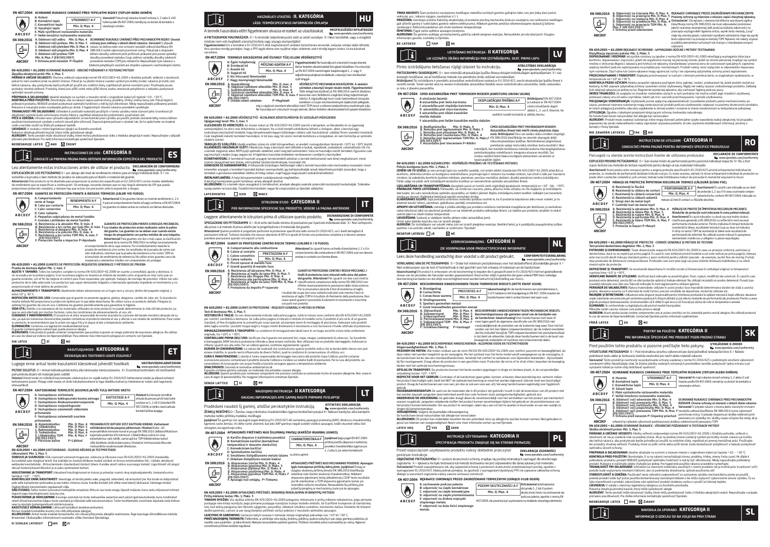**EN 407:2004 OCHRANNÉ RUKAVICE CHRÁNÍCÍ PŘED TEPELNÝMI RIZIKY (TEPLEM NEBO OHNĚM)**

A: Hoření
B: Kontaktní teplo
C: Konvektivní teplo
D: Sálavé teplo
E: Malé vystřikující roztavené kovy
F: Velké množství roztaveného kovu

| VÝKONNOST A-F |
|---|
| Min. 0; Max. 4 |

**Varování!** Pokud mají rukavice úroveň ochrany 1, 2 nebo X vůči hoření podle EN 407:2004, nemělo by se dostat do kontaktu s otevřeným ohněm.

**EN 388:2016**
A. Odolnost vůči oděru Min. 0; Max. 4
B. Odolnost vůči proříznutí Min. 0; Max. 5
C. Odolnost vůči přetržení Min. 0; Max. 4
D. Odolnost vůči propíchnutí Min. 0; Max. 4
E. Odolnost vůči proříznutí TDM Min. A; Max. F (EN ISO13997)
F. Ochrana proti nárazům P=Úspěch

**OCHRANNÉ RUKAVICE CHRÁNÍCÍ PŘED MECHANICKÝMI RIZIKY. Úroveň ochrany jsou měřeny v oblasti dlaně rukavice.** Varování! V případě rukavic se dvěma nebo více vrstvami neodráží celková klasifikace EN 388:2016 nutně výkonnost pouze vnější vrstvy. Pokud jde o otupování během zkoušky odolnosti proti proříznutí, prokazené jsou pouze výsledky zkoušky provedené metodou Coup, zatímco výsledky zkoušky odolnosti provedené metodou TDM jsou referenční. Nepoužívejte tyto rukavice v blízkosti pohyblivých součástí ani strojního vybavení s nechráněnými částmi.

**EN 420:2003 + A1:2009 OCHRANNÉ RUKAVICE – OBECNÉ POŽADAVKY A TESTOVACÍ METODY**
**Zkouška obratnosti prstů: Min. 1; Max. 5**

**MĚŘENÍ A URČENÍ VELIKOSTI:** Všechny velikosti odpovídají normě EN 420:2003+A1:2009 z hlediska pohodlí, velikosti a obratnosti, pokud to není uvedeno jinak na přední straně. Pokud je na přední straně uveden symbol pro ikůrky model, rukavice je kratší, než běžná rukavice, aby poskytovala lepší pohodlí pro použití pro zvláštní účely, například při jemné montážní práci. Používejte produkty vhodné velikosti. Produkty, které jsou příliš volné nebo příliš těsné, budou omezovat pohyblivost a nebudou poskytovat optimální úroveň ochrany.

**PŘEPRAVA A SKLADOVÁNÍ:** Ideálně skladujte na suchém a tmavém místě v originálním balení při teplotě +10 – +30 °C.

**KONTROLA PŘED POUŽITÍM:** Zkontrolujte, zda na rukavici nejsou nějaké otvory, praskliny, trhliny, změny barvy atd. Pokud došlo k poškození produktu, NEBUDE produkt poskytovat optimální funkčnost a měl by být zlikvidován. Nikdy neposkytujte poškozený produkt. Rukavice k ruce a mají rovné a nejsou neporušené ani zkrácené. Z hygienických důvodů rukavice používat jen jeden uživatel.

**TRVANLIVOST PŘI SKLADOVÁNÍ:** Vzhledem k podmínkám skladování a použití není možné stanovit jeho trvanlivost při skladování, protože bude ovlivňována mnoha faktory, například skladovanou podmínkou a použitím.

**PÉČE A ÚDRŽBA:** Uživatel nese výhradní odpovědnost za mechanické praní výrobku po použití, protože nezname látky mohou během používání kontaminovat výrobek a snižovat úroveň jeho účinnosti. Doporučujeme pečovat o výrobek tak, že ho opláchnete ve studené vodě a necháte uschnout volně při pokojové teplotě.

**LIKVIDACE:** V souladu s místními legislativními předpisy pro životní prostředí.

Rukavice obsahující přírodní kaučuk, který může způsobovat alergii.

**ALERGENY:** Tento produkt může obsahovat složky, které mohou představovat riziko z hlediska alergických reakcí. Nepoužívejte v případě přítomnosti přecitlivělosti. Pro další informace kontaktujte společnost Ejendals.

**NEOBSAHUJE LATEX** ☐ ANO ☒ ŽÁDNÝ

## INSTRUCCIONES DE USO · CATEGORÍA II ES

CONSULTE LA PRIMERA PÁGINA PARA OBTENER INFORMACIÓN ESPECÍFICA DEL PRODUCTO

Lea atentamente estas instrucciones antes de utilizar el producto. **DECLARACIÓN DE CONFORMIDAD** www.ejendals.com/conformity

**EXPLICACIÓN DE LOS PICTOGRAMAS** 0 = por debajo del nivel de rendimiento mínimo para el riesgo individual dado X = no sometido a prueba o bien método de prueba no adecuado para el diseño o material del guante.

**Advertencia!** Este producto se ha diseñado para proporcionar la protección especificada en EU 2016/425 con los niveles detallados de rendimiento que se especifican a continuación. Sin embargo, recuerde siempre que no hay ningún elemento de EPI que pueda proporcionar protección completa, y siempre hay que actuar con precaución ante cualquier riesgo.

**EN 407:2004 GUANTES DE PROTECCIÓN FRENTE A RIESGOS TÉRMICOS (CALOR Y/O FUEGO)**

A: Comportamiento frente al fuego
B: Calor por contacto
C: Calor convectivo
D: Calor radiante
E: Pequeñas salpicaduras de metal fundido
F: Grandes cantidades de metal fundido

| RENDIMIENTO A-F |
|---|
| Min. 0; Max. 4 |

**Advertencia!** Si los guantes tienen un nivel de rendimiento 1, 2 o X para el comportamiento frente al fuego conforme a EN 407:2004, los guantes no deben entrar en contacto con llamas desnudas.

**EN 388:2016**
A. Resistencia a la abrasión Min. 0; Max. 4
B. Resistencia a los cortes por hoja Min. 0; Max. 5
C. Resistencia al desgarro Min. 0; Max. 4
D. Resistencia a la punción Min. 0; Max. 4
E. Resistencia a los cortes TDM Min. A; Max. F (EN ISO13997)
F. Protección frente a impactos P=Aprobado

**GUANTES DE PROTECCIÓN FRENTE A RIESGOS MECÁNICOS. Los niveles de protección se han realizado sobre la palma del guante. Los guantes no se deben usar cuando exista riesgo de atrapamiento con partes móviles de una máquina. Advertencia!** Para guantes con dos o más capas, la clasificación general de la norma EN 388:2016 no refleja necesariamente el comportamiento de la capa externa. Por el embotamiento durante la prueba de resistencia a los cortes, los resultados de la prueba de cortes son solo indicativos, mientras que la prueba de resistencia a los cortes TDM es el resultado de rendimiento de referencia. No utilice estos guantes cerca de maquinaria o elementos móviles con componentes sin proteger.

**EN 420:2003 + A1:2009 GUANTES DE PROTECCIÓN: REQUISITOS GENERALES Y MÉTODOS DE PRUEBA**
**Prueba de destreza digital: Mín. 1; máx. 5**

**AJUSTE Y TAMAÑO:** Todos los tamaños cumplen la norma EN 420:2003+A1:2009 en cuanto a comodidad, ajuste y destreza, si no se explica en la primera página. Si en la primera página se muestra el símbolo de modelo corto, el guante es más corto que un guante estándar, con el fin de mejorar el confort para fines especiales; por ejemplo, trabajos de montaje de precisión. Utilice un solo productos de la talla adecuada. Los productos que vayan demasiado holgados o demasiado apretados impedirán el movimiento y no proporcionarán el nivel óptimo de protección.

**ALMACENAMIENTO Y TRANSPORTE:** Idealmente deben almacenarse en un lugar seco y oscuro, dentro del paquete original, a entre 10° y 30 °C.

**INSPECCIÓN ANTES DEL USO:** Compruebe que el guante no presente agujeros, grietas, desgarros, cambio de color, etc. Si el producto resulta dañado NO proporciona la protección óptima por lo que debe desecharse. No utilice nunca un producto dañado. Póngase (o quítese) los guantes de uno en uno. Cámbiese los guantes periódicamente para garantizar la higiene.

**VIDA ÚTIL:** Debido a la naturaleza de los materiales utilizados en este producto no puede determinarse la vida útil del producto, ya que se verá afectado por muchos factores, como las condiciones de almacenamiento, el uso, etc.

**CUIDADOS Y MANTENIMIENTO:** El usuario es el único responsable de enviar el producto a proceso del lavado mecánico después de su uso, ya que las sustancias desconocidas pueden contaminar el producto durante el uso y afectar a sus niveles de rendimiento. Para cuidar su producto, le recomendamos que lo aclare con agua fría y lo seque al aire a temperatura ambiente.

**ELIMINACIÓN:** Conforme a la legislación medioambiental local.

El guante contiene goma natural que puede provocar alergia.

**ALÉRGENOS:** Este producto puede contener componentes que podrían suponer un riesgo potencial de reacciones alérgicas. No utilizar en caso de observar indicios de hipersensibilidad. Para obtener más información póngase en contacto con Ejendals.

**SIN LÁTEX** ☐ SÍ ☒ NO

## KASUTUSJUHISED · KATEGOORIA II ET

ÜKSIKASJALIKU TOOTEINFO LEIATE ESILEHELT

Lugege enne antud toote kasutamist käesolevat juhendit hoolikalt. **VASTAVUSDEKLARATSIOON** www.ejendals.com/conformity

**PIKTOGRAMMIDE SELGITUS** 0 = Antud individuaalriski kohta alla minimaalse toimivustaseme. X= Eiestitud/testimisel või testmeetod polnud kinda disaini või materjali jaoks sobiv.

**Hoiatus!** Antud toode on mõeldud kaitsmiseks olukorras,kus on vajalik kaitse EU 2016/425 kaitsetasand ülaltoodud allpool esitatud kaitsetaseme juures. Pidage siiski meeles, et ükski isikukaitsevahend ei taga täielikku kaitset ja riskiolukorras tuleks alati tegutseda ettevaatlikult.

**EN 407:2004 KAITSEKINDAD TERMILISTE (KUUMUS JA/VÕI TULI) OHTUDE VASTU**

A: Vastupidavus süttimisele
B: Vastupidavus kokkupuutele kuuma pinnaga
C: Vastupidavus õhukuumusele/soojusele
D: Vastupidavus soojuskiirgusele
E: Vastupidavus sulametalli väikestele pritsmetele
F: Vastupidavus sulametalli suurtele pritsmetele

| KAITSETASE A-F |
|---|
| Min. 0; Max. 4 |

**Hoiatus!** Kui kinnaste termiliste ohtude (kuumus ja/või tuli) vastane on 1, 2 või X (standard EN 407:2004), ei tohiks need sattuda kontakti lahtise leegiga.

**EN 388:2016**
A. Kulumiskindlus Min. 0; Max. 4
B. Lõikekindlus Min. 0; Max. 5
C. Rebimiskindlus Min. 0; Max. 4
D. Torkekindlus Min. 0; Max. 4
E. Lõikekindlus TDM Min. A; Max. F (EN ISO13997)
F. Põrutuse kaitse P=Läbitud

**MEHAANILISTE OHTUDE EEST KAITSVAD KINDAD. Kaitsetaset mõõdetakse kinda peopesa piirkonnast. Hoiatus!** Kahe- või enamakihiliste kinnaste korral ei pruugi EN 388:2016 üldklassifikatsioon kajastada pealmise kihi toimivust. Lõikekindluse puhul on coup-katsetulemus vaid näidis, samal ajal kui TDM lõikekindluse katset võib käsitleda võrdlustulemusena. Kindaid ei tohi kasutada liikuvate mehaaniliste seadmeosade läheduses.

**EN 420:2003 + A1:2009 KAITSEKINDAD - ÜLDISED NÕUDED JA TESTMEETODID**
**Liikuvustest: Min. 1; Max. 5**

**SOBIVUS JA SUURUSED:** Kõik suurused vastavad mugavuse, sobivuse ja liikuvuse osas EN 420:2003+A1:2009 standardile, kui esilehel pole märgitud teisiti. Kui esilehel on toodud lühikese mudeli sümbol on kinnas standardsest kindast lühem – näiteks detailsuult eeldavate kokkutõmbele – lihtsustamiseks standardsest kindast lühem. Kandke ainult sobiva suurusega tooteid. Liiga lõdvalt või pingul olevad tooted piiravad liikumist ja ei paku optimaalset kaitset.

**HOIUSTAMINE JA TRANSPORT:** Ideaalsed hoiutingimused on kuivas ja pimedas ruumis ning originaalpakendis, temperatuurivahemikus +10° – +30 °C.

**KONTROLL ENNE KASUTAMIST:** Veenduge, et kindal pole(ks auke, pragusid, rebendeid, värvimuutusi jne. Kui toode on kahjustatud pole selle kaitsetoime optimaalne ja see tuleks minema visata. Kandke kindaid (või võtke need käest) ükshaaval. Vahetage kindaid hügieeniliselt kasutamiseks regulaarselt välja.

**SÄILITUSAEG:** Selles tootes kasutatud materjalide omaduste tõttu ei saa toote eluiga täpselt määrata, kuna seda mõjutavad mitmed tegurid, nagu hoiutingimused, kasutus jne.

**PUHASTAMINE JA HOOLDAMINE:** Kasutaja vastutab nende toote mehaanilise pesemise eest pärast igalt kasutuskorda, kuna tundmatud ained võivad kasutamise käigus toote saastata ja mõjutada selle kasutusomadusi. Toote hooldamiseks soovitame loputada seda külmas vees ja loputada toatemperatuuril nõrstle kuivama.

**KASUTUSEST KÕRVALDAMINE:** Lähtuvalt kohalikest keskkonnaeeskirjest.

Kinnas sisaldab looduslikku kummi, mis võib põhjustada allergiat.

**ALLERGEENID:** Antud toode sisaldab komponente, mis võivad põhjustada allergilisi reaktsioone. Ärge kasutage ülitundlikkuse märkide ilmnemisel. Üksikasjaliku informatsiooni saamiseks võtke ühendust Ejendalsiga.

**EI SISALDA LATEKSIT** ☐ JAH ☒ EI

## HASZNÁLATI UTASÍTÁS · II. KATEGÓRIA HU

LÁSD: TERMÉKSPECIFIKUS INFORMÁCIÓK CÍMLAPJA

A termék használata előtt figyelmesen olvassa el ezeket az utasításokat. **MEGFELELŐSÉGI NYILATKOZAT** www.ejendals.com/conformity

**A PIKTOGRAMOK MAGYARÁZATA** 0 = A minimális teljesítményszint alatt az adott veszélyre X= Nem tesztelték, vagy a vizsgálati módszer nem volt megfelelő a kesztyű kivitele vagy anyaga szempontjából.

**Figyelmeztetés!** Ezt a terméket a EU 2016/425 által meghatározott védelem biztosítására tervezték, melynek szintjei alább láthatók. Arra azonban mindig gondoljon, hogy a PPE egyik eleme sem nyújthat teljes védelmet, ezért mindig legyen óvatos, ha kockázatnak van kitéve.

**EN 407:2004 TERMIKUS KOCKÁZATOK (HŐ ÉS/VAGY TŰZ) ELLENI VÉDŐKESZTYŰ**

A: Égési tulajdonság
B: Érintkező hő
C: Áramló hő
D: Sugárzó hő
E: Kis fröccsenő fémolvadék
F: Nagy mennyiségű fémolvadék

| MŰSZAKI ADATOK A-F |
|---|
| Min. 0; Max. 4 |

**Figyelmeztetés!** Ne használja a kesztyűt nyílt lángnál, ha a kesztyűk EN 407:2004 szerinti égési tulajdonsága 1, 2 vagy X teljesítményszint jelöléssel rendelkezik, nem érintkezhetnek nyílt lánggal.

**EN 388:2016**
A. Kopásállóság Min. 0; Max. 4
B. Vágással szembeni ellenállás Min. 0; Max. 5
C. Szakítószilárdság Min. 0; Max. 4
D. Szúrással szembeni ellenállás Min. 0; Max. 4
E. Vágással szembeni ellenállás TDM Min. A; Max. F (EN ISO13997)
F. Ütődés elleni védelem P=Megfelelt

**VÉDŐKESZTYŰ MECHANIKAI KOCKÁZATOK. A védelmi szintet a kesztyű tenyér részén mérik. Figyelmeztetés!** Több rétegű kesztyűknél az EN 388:2016 szerinti általános besorolás nem feltétlenül a legkülső réteg teljesítményét tükrözi. A vágásállósági teszt során bekövetkező tompulás esetében a Coupe-teszteredmények tájékoztató jellegűek, míg a vágással szembeni ellenállást mérő TDM-teszt a referenciateljesítmény eredményét adja. Ne használja ezt a kesztyűt mozgó elemek, illetve fedetlen alkatrészekkel bíró gépek közelében.

**EN 420:2003 + A1:2009 VÉDŐKESZTYŰ - ÁLTALÁNOS KÖVETELMÉNYEK ÉS VIZSGÁLATI MÓDSZEREK**
**Ujjügyességi teszt: Min. 1; max. 5**

**ILLESZKEDÉS ÉS MÉRETEZÉS:** Az összes méret az EN 420:2003+A1:2009 szerinti a kényelem, az illeszkedés és az ügyesség szempontjából, ha nincs más feltüntetve a címlapon. Ha a rövid modell szimbóluma látható a címlapon, akkor a kesztyű egy szabványos kesztyűnél rövidebb, hogy kényelmesebb legyen különleges célokra való használatnál – például finom szerelési munkánál. Csak megfelelő méretű terméket használjon. A túl laza vagy túl szoros termék korlátozza a mozgásban, és nem biztosítja az optimális védelmi szintet.

**TÁROLÁS ÉS SZÁLLÍTÁS:** Ideális esetben száraz és sötét környezetben, az eredeti csomagolásában tárolandó +10°C és +30°C között.

**ELLENŐRZÉS HASZNÁLAT ELŐTT:** Ellenőrizze, hogy a kesztyűn nem láthatók-e lyukak, repedések, szakadások, színváltozás stb. Ha a termék megsérül, akkor NEM nyújt optimális védelmet, ezért meg kell semmisíteni. Soha ne használjon sérült terméket. Egyszerre csak egy kesztyűt vegyen (vagy vegyen le). A higiénikus használat érdekében rendszeresen cserélje ki a kesztyűket.

**ELTARTHATÓSÁG:** A terméknél használt anyagok természetéből adódóan a termék élettartamát nem lehet meghatározni, mivel számos tényezőtől lesz függ, mint például tárolási körülmények, használat stb.

**GONDOZÁS ÉS KARBANTARTÁS:** A felhasználó kizárólagos felelőssége vállalni a termék használat utáni mechanikus mosásáért, mivel ismeretlen anyagok a terméket használat közben szennyezhetik, így befolyásolhatják annak teljesítményszintjét. Javasoljuk, hogy a terméket a gondozása érdekében öblítse át hideg vízben, majd hagyja megszáradni szobahőmérsékleten.

**ÁRTALMATLANÍTÁS:** A helyi környezetvédelmi szabályozásnak megfelelően.

A kesztyű természetes gumit tartalmaz, amely allergiát okozhat.

**ALLERGÉNEK:** Ez a termék olyan anyagokat is tartalmazhat, amelyek allergiás reakciók potenciális kockázatát hordozhatják. Túlérzékenység esetén ne használja. További információkért vegye fel a kapcsolatot az Ejendals vállalattal.

**LATEXMENTES** ☐ IGEN ☒ NINCS

## ISTRUZIONI D'USO · CATEGORIA II IT

PER INFORMAZIONI SPECIFICHE SUL PRODOTTO, VEDERE LA PAGINA ANTERIORE

Leggere attentamente le istruzioni prima di utilizzare questo prodotto. **DICHIARAZIONE DI CONFORMITÀ** www.ejendals.com/conformity

**SPIEGAZIONE DEI PITTOGRAMMI** 0 = Al di sotto del livello minimo di prestazioni per il pericolo individuale dato X= Non sottoposto alla prova o al metodo di prova adatto per la progettazione o il materiale del guanto

**Attenzione!** Questo prodotto è progettato per fornire la protezione specificata nella norma EU 2016/425, con i livelli dettagliati di prestazioni indicati. Tuttavia, ricordate che nessun elemento di DPI è in grado di fornire una protezione completa e si devono sempre prendere precauzioni quando si è esposti a rischi.

**EN 407:2004 GUANTI DI PROTEZIONE CONTRO RISCHI TERMICI (CALORE E / O FUOCO)**

A: Comportamento alla combustione
B: Calore al contatto
C: Calore convettivo
D: Calore radiante
E: Piccoli spruzzi di metallo fuso
F: Grandi quantità di metallo fuso

| PRESTAZIONI A-F |
|---|
| Min. 0; Max. 4 |

**Attenzione!** Se i guanti hanno un livello di prestazione 1, 2 o X in comportamento alla combustione in EN 407:2004, essi non devono entrare in contatto con fiamme libere.

**EN 388:2016**
A. Resistenza all'abrasione Min. 0; Max. 4
B. Resistenza al taglio da lama Min. 0; Max. 5
C. Resistenza allo strappo Min. 0; Max. 4
D. Resistenza alla perforazione Min. 0; Max. 4
E. Resistenza al taglio da lama TDM Min. A; Max. F (EN ISO13997)
F. Protezione da impatto P=superato

**GUANTI DI PROTEZIONE CONTRO I RISCHI MECCANICI. I livelli di protezione sono misurati nella zona del palmo del guanto. Attenzione!** Per i guanti con due o più strati la classificazione complessiva della norma EN 388:2016 non riflette necessariamente le prestazioni dello strato esterno. Per la smussatura durante il test di resistenza al taglio, i risultati del coupe test sono soltanto indicativi solo mentre il test di resistenza al taglio TDM è il risultato di riferimento della prestazione. Non usare questi guanti in prossimità di elementi in movimento o macchine con parti non protette.

**EN 420:2003 + A1:2009 GUANTI DI PROTEZIONE - REQUISITI GENERALI E METODI DI PROVA**
**Test di destrezza: Min. 1; Max. 5**

**VESTIBILITÀ E TAGLIE:** Se non diversamente indicato nella prima pagina, tutte le misure sono conformi alla EN 420:2003+A1:2009 per comfort, vestibilità e destrezza. Se sulla prima pagina è indicato il simbolo di modello corto, il prodotto è più corto di un guanto standard, al fine di migliorare la comodità per scopi speciali, ad esempio lavori di montaggio di precisione. Indossare solo prodotti della taglia corretta. I prodotti troppo larghi o troppo stretti limiteranno il movimento e non forniranno il livello ottimale di protezione.

**IMMAGAZZINAMENTO E TRASPORTO:** Le condizioni di immagazzinaggio ideali sono in un luogo asciutto e buio nella confezione originale, tra +10°C a +30°C.

**CONTROLLARE PRIMA DELL'USO:** Verificare che il guanto non presenti fori, crepe, strappi, cambiamenti di colore ecc. Se il prodotto è danneggiato, NON fornirà la protezione ottimale e deve essere sostituito. Non utilizzare mai un prodotto danneggiato. Indossare (o sfilare) i guanti uno alla volta. Per un utilizzo igienico, sostituire regolarmente i guanti.

**DURATA DI CONSERVAZIONE:** La natura dei materiali che costituiscono questo prodotto indica che la durata dello stesso non può essere stabilita, in quanto verrà influenzata da diversi fattori, quali le condizioni di conservazione, di utilizzo, ecc.

**CURA E MANUTENZIONE:** L'utente è l'unico responsabile del lavaggio meccanico del prodotto dopo l'utilizzo, poiché sostanze sconosciute possono contaminare il prodotto durante l'utilizzo e incidere sui relativi livelli di prestazione. Per la cura del prodotto, raccomandiamo di risciacquarlo con acqua fredda e lasciarlo asciugare appeso a temperatura ambiente.

**SMALTIMENTO:** Secondo le normative ambientali locali.

Il guanto contiene gomma naturale, un materiale che potrebbe causare allergia.

**ALLERGENI:** Questo prodotto può contenere componenti che possono costituire un potenziale rischio di reazioni allergiche. Non usare in caso di segni di ipersensibilità. Per maggiori informazioni contattare Ejendals.

**SENZA LATTICE** ☐ SÌ ☒ NO

## NAUDOJIMO INSTRUKCIJA · II KATEGORIJA LT

DAUGIAU INFORMACIJOS APIE GAMINĮ RASITE PIRMAME PUSLAPYJE

Prieš naudodami gaminį, atidžiai perskaitykite instrukciją. **ATITIKTIES DEKLARACIJA** www.ejendals.com/conformity

**ŽENKLŲ REIKŠMĖS** 0 = Žemiau, negu minimalus charakteristikos lygmuo konkrečiam pavojui X= Nebuvo bandytas arba bandymo metodas nebuvo tinkamas pirštinių modeliui, medžiagai.

**Įspėjimas!** Šis gaminys turi apsaugoti pagal direktyvą EU 2016/425 dėl asmeninių apsaugos priemonių (AAP). Tikslius jo charakteristikų lygmenis rasite žemiau. Vis dėlto turite atsiminti, kad jokia AAP gaminys negali suteikti visiškos apsaugos, todėl visada reikia būti atsargiam, kai egzistuoja rizika.

**EN 407:2004 APSAUGINĖS PIRŠTINĖS NUO ŠILUMINIŲ PAVOJŲ (KARŠČIO IR/ARBA UGNIES)**

A: Degimo ypatybės
B: Kontaktinis karštis (kontaktinė temperatūra)
C: Konvekcinis karštis
D: Spinduliuotės karštis
E: Smulkūs išsilydžiusio metalo lašai
F: Didelis išsilydžiusio metalo kiekis

| CHARAKTERISTIKA A-F |
|---|
| Min. 0; Max. 4 |

**Įspėjimas!** Jeigu pagal EN 407:2004 pirštinių degimo ypatybių (liepsnos ir karščio atsparumo) lygmuo yra 1, 2 arba X, jos neturi kontaktuoti su atvira ugnimi.

**EN 388:2016**
A. Atsparumas trinčiai Min. 0; Max. 4
B. Atsparumas įpjovimui Min. 0; Max. 5
C. Atsparumas plyšimui Min. 0; Max. 4
D. Atsparumas pradūrimui Min. 0; Max. 4
E. Atsparumas įpjovimui TDM Min. A; Max. F (EN ISO13997)
F. Apsauga nuo smūgių, P=Tinkama

**APSAUGINĖS PIRŠTINĖS NUO MECHANINIO POVEIKIO. Apsaugos lygis matuojamas pirštinių delno plote. Įspėjimas!** Dviejų ar daugiau sluoksnių pirštinių bendra EN 388:2016 klasifikacija nebūtinai nurodo išorinio sluoksnio charakteristikas. Atliekant atsparumo įpjovimams testą (atbukimas), COUP testo rezultatai yra tik orientaciniai, o TDM atsparumo įpjovimams testas yra nuorodinis rezultatų rezultatas. Nenaudokite šių pirštinių prie judančių įrenginių ar mechanizmų, kurie yra be apsaugos.

**EN 420:2003 + A1:2009 APSAUGINĖS PIRŠTINĖS. BENDRIEJI REIKALAVIMAI IR BANDYMŲ METODAI**
**Pirštų miklumo testas: Min. 1; Maks. 5**

**TINKAMI DYDŽIAI:** Visi dydžiai atitinka EN 420:2003+A1:2009 patogumo, tinkamumo ir pirštų miklumo reikalavimus, jeigu pirmame puslapyje nėra kitaip nurodyta. Jeigu pirmame puslapyje nurodytas trumpo modelio simbolis, tai ši pirštinė trumpesnė už standartinę tam, kad būtų patogiau ją tam tikroms užduotims, pavyzdžiui, atliekant smulkius surinkimo, montavimo darbus. Dėvėkite tik tinkamo dydžio gaminius. Laisvas ar per daug įtemptos pirštinės varžys judesius ir neužtikrins optimalios apsaugos.

**LAIKYMAS IR GABENIMAS:** Geriausia laikyti sausoje ir tamsioje vietoje originalioje pakuotėje nuo +10° iki +30° C.

**PRIEŠ NAUDOJIMĄ TIKRINKITE:** Patikrinkite, ar pirštinėje nėra skylių, įtrūkimų, plėšimų, spalvos pokyčių ir pan. Jeigu gaminys pažeistas, jis neatliks savo paskirties – ji reikia išmesti. Niekada nenaudokite pažeisto gaminio. Pirštines mūvėkite (arba nusimaukite) po vieną. Higienos sumetimais pirštines keiskite reguliariai.

**TINKAMUMO LAIKAS:** Šiam produktui naudojamos medžiagos neleidžia nustatyti gaminio galiojimo laiko, nes jam įtaką daro įvairūs veiksniai, pvz., laikymo sąlygos, naudojimas ir t. t.

**PRIEŽIŪRA:** Vartotojas prisiima išskirtinę atsakomybę už produkto plovimą mechaniniu būdu po naudojimo, nes nežinomos medžiagos gali užteršti gaminį ir turėti įtakos gaminio veikimo efektyvumui. Atliekant gaminio priežiūrą rekomenduojame išskalauti šaltame vandenyje ir išdžiovinti pakabintus ant virvės kambario temperatūroje.

**IŠMETIMAS:** Pagal vietos aplinkos apsaugos įstatymus.

**ALERGENAI:** Šio gaminio sudėtyje yra komponentų, galinčių sukelti alergines reakcijas. Nenaudokite, jei oda labai jautri. Daugiau informacijos gausite, susisiekę su Ejendals.

**BE LATEKSO** ☐ TAIP ☒ NE

## LIETOŠANAS INSTRUKCIJA · II KATEGORIJA LV

LAI UZZINĀTU SĪKĀKU INFORMĀCIJU PAR IZSTRĀDĀJUMU, SKAT. PIRMO LAPU

Pirms izstrādājuma lietošanas rūpīgi izlasiet šo instrukciju. **ATBILSTĪBAS DEKLARĀCIJA** www.ejendals.com/conformity

**PIKTOGRAMMU SKAIDROJUMS** 0 = zem minimālā ekspluatācijas līmeņa dotajam individuālajam apdraudējumam X= nav testēts vai testēšanas metode nav piemērota cimdu uzbūvei vai materiālam

**Brīdinājums!** Šis izstrādājums ir paredzēts aizsardzības nodrošināšanai saskaņā ar EU 2016/425, precīzi ekspluatācijas līmeņi ir norādīti zemāk. Taču nevienu vienas no IAL ierīcēm nevar nodrošināt pilnīgu aizsardzību, tādēļ saskaroties ar risku, ir jāievēro piesardzība.

**EN 407:2004 CIMDI AIZSARDZĪBAI PRET TERMISKIEM RISKIEM (KARSTUMU UN/VAI UGUNI)**

A: Atšaiāmē liesmā
B: Aizsardzība pret tiešu karstumu
C: Aizsardzība pret konvektīvu karstumu
D: Aizsardzība pret staru karstumu
E: Aizsardzība pret sīkiem kausētām metāla šļakatām
F: Aizsardzība pret lieliem kausētām metāla šļakatām

| EKSPLUATĀCIJAS ĪPAŠĪBAS A-F |
|---|
| Min. 0; Max. 4 |

**Brīdinājums!** EN 407:2004 ja saskaņā ar EN 407:2004 cimdu uzliesmošanas līmeņa attiēsti 1., 2. vai X. līmenim, tie nedrīkst nonākt kontaktā ar atklātu liesmu.

**EN 388:2016**
A. Nodilumizturība Min. 0; Maks. 4
B. Noturība pret iegriezumiem Min. 0; Maks. 5
C. Noturība pret plīsumiem Min. 0; Maks. 4
D. Noturība pret caurduršanu Min. 0; Maks. 4
E. Noturība pret iegriezumiem TDM Min. A; Maks. F (EN ISO13997)
F. Aizsardzība pret triecieniem P=Atbilst

**CIMDI AIZSARDZĪBAI PRET MEHĀNISKIEM RISKIEM. Aizsardzības līmeņi tiek mērīti cimdu plaukstas daļas zonā. Brīdinājums!** Divu vai vairāku slāņu cimdiem vispārējā EN 388:2016 klasifikācija ne vienmēr atspoguļo ārējā slāņa ekspluatācijas īpašības. Notrulināšana (piegriezumu pretestības testa laikā, izturības testa rezultāti ir tikai orientējoši, bet rezultāti lietošanas metode izdoma triecienizgriezumu pretošanās TDM ekspluatācijas atsauces rezultāti. Šos cimdus nedrīkst lietot blakus kustīgiem elementiem vai ierīcēm ar neaizsargātām daļām.

**EN 420:2003 + A1:2009 AIZSARGCIMDI - VISPĀRĪGĀS PRASĪBAS UN TESTĒŠANAS METODES**
**Pirkstu kustīguma tests: Min. 1; Maks. 5**

**IZMĒRI UN TO IZVĒLE:** Ja vien pirmajā lapā nav norādīts savādāk, visi izmēri atbilst standartam EN 420:2003+A1:2009 attiecībā uz komfortu, atbilstību izmēra un kustīguma nodrošināšanu. Ja pirmajā lapā ir redzams īsa modeļa simbols, tad cimdi ir īsāki par standarta cimdiem, lai palielinātu komfortu īpašiem mērķiem, piemēram, precīzas montāžas darbiem. Izvēlieties produktus pareizā izmērā. Pārāk vaļīgi vai pārāk cieši izstrādājumi ierobežos kustības un nenodrošinās optimālu aizsardzības līmeni.

**UZGLABĀŠANA UN TRANSPORTĒŠANA:** Uzglabājiet sausā un tumšā vietā oriģinālajā iepakojumā, temperatūrā no +10° līdz +30°C.

**PĀRBAUDE PIRMS LIETOŠANAS:** Pārbaudiet, vai cimdā nav caurumu, plaisu, plīsumu, krāsu izmaiņu un citu bojājumu. Ja izstrādājums tiek bojāts, tas vairs nenodrošina optimālo aizsardzību, un tādēļ tas ir jāizmet. Nekad nelietojiet bojātu izstrādājumu. Vilkšanu (vai noņemiet) cimdus pa vienam. Higiēniskas lietošanas nolūkos regulāri nomainiet cimdus.

**GLABĀŠANAS ILGUMS:** Šajā produktā izmantoto materiālu īpašības nozīmē to, ka šī produkta kalpošanas laiku nevar noteikt, jo to ietekmē dažādi faktori, piemēram, glabāšanas apstākļi, izmantošana u.tt.

**APKOPE UN UZTURĒŠANA:** Lietotājs ir pilnībā atbildīgs par produkta nodošanu mehāniskai mazgāšanai pēc lietošanas, jo nezināmas vielas lietošanas laikā var piesārņot produktu un var ietekmēt produkta veiktspējas līmeni. Lai uzturētu produktu, iesakām to skalot aukstā ūdenī un ļaut nožūt istabas temperatūrā.

**LIKVIDĒŠANA:** Saskaņā ar vietējiem tiesību aktiem vides aizsardzības jomā.

Cimds satur dabisko kaučuku, kas var izraisīt alerģiju.

**ALERĢĒNI:** Šis izstrādājums var saturēt vielas, kas var izraisīt alerģiskas reakcijas. Nelietot, ja ir paaugstinātas jutīguma pazīmes. Lai uzzinātu vairāk, sazinieties ar uzņēmumu "Ejendals".

**NESATUR LATEKSU** ☐ JĀ ☒ NĒ

## GEBRUIKSAANWIJZING · CATEGORIE II NL

ZIE VOORPAGINA VOOR PRODUCTSPECIFIEKE INFORMATIE

Lees deze handleiding aandachtig door voordat u dit product gebruikt. **CONFORMITEITSVERKLARING** www.ejendals.com/conformity

**VERKLARING VAN DE PICTOGRAMMEN** 0 = Onder het minimum prestatieniveau voor het desbetreffende afzonderlijke gevaar X = Niet onderworpen aan de test of testmethode is niet geschikt voor het ontwerp of materiaal van de handschoen

**Waarschuwing!** Dit product is ontworpen om de bescherming te bieden die is gespecificeerd in EU 2016/425 met het gedetailleerde niveau van de prestaties die hieronder worden gepresenteerd. Houd echter altijd in gedachte dat geen enkele PBM-item volledige bescherming kan bieden en dat altijd voorzichtigheid moet worden betracht bij blootstelling aan risico's.

**EN 407:2004 BESCHERMENDE HANDSCHOENEN TEGEN THERMISCHE RISICO'S (HITTE EN/OF VUUR)**

A: Brandgedrag
B: Contacthitte
C: Convectieve warmte
D: Stralingswarmte
E: Spetters gesmolten metaal
F: Grote hoeveelheden gesmolten metaal

| PRESTATIES A-F |
|---|
| Min. 0; Max. 4 |

**Waarschuwing!** Als de handschoenen een prestatieniveau 1, 2 of X hebben in het brandgedrag in EN 407:2004, moeten de handschoenen niet in contact komen met open vuur.

**EN 388:2016**
A. Slijtvastheid Min. 0; Max. 4
B. Snijweerstand Min. 0; Max. 5
C. Scheursterkte Min. 0; Max. 4
D. Perforatieweerstand Min. 0; Max. 4
E. Snijweerstand TDM Min. A; Max. F (EN ISO13997)
F: Schokbescherming P=Geslaagd

**BESCHERMENDE HANDSCHOENEN TEGEN MECHANISCHE RISICO'S. Beschermingsniveaus zijn gemeten vanaf van de handpalm van de handschoen. Waarschuwing!** Voor handschoenen met twee of meer lagen geeft de algemene classificatie van EN 388:2016 niet noodzakelijkerwijs de prestaties van de buitenste laag weer. Door het bot worden van het mes tijdens snijweerstandtest, zijn de snijtest resultaten slechts indicatief terwijl de TDM-snijweerstandstest het prestatieresultaat is dat dient als referentie. Gebruik deze handschoenen niet in de buurt van bewegende onderdelen of machines met onbeschermde delen.

**EN 420:2003 + A1:2009 BESCHERMENDE HANDSCHOENEN - ALGEMENE EISEN EN TESTMETHODEN**
**Vingervaardigheidstest: Min. 1; Max. 5**

**PASVORM EN MATEN:** Alle maten voldoen aan de norm EN ISO EN 420:2003+A1:2009 voor comfort, pasvorm en bewegelijkheid, als deze zaken niet worden toegelicht op de voorpagina. Als het symbool voor het korte model wordt weergegeven op de voorpagina, is de handschoen korter dan een standaardhandschoen, teneinde het comfort te verbeteren voor bijzondere doeleinden - bijvoorbeeld bij fijn montagewerk. Draag alleen de producten in een geschikte maat. Producten die te los of te strak zitten, beperken de beweging en bieden niet het optimale beschermingsniveau.

**OPSLAG EN TRANSPORT:** De producten kunnen het beste worden opgeslagen in droge en donkere plaats, in de oorspronkelijke verpakking tussen +10° - +30°C.

**INSPECTIE VOOR HET GEBRUIK:** Controleer of de handschoen geen gaten, barsten, scheuren, kleurverandering enz. vertoont. Indien het product beschadigd raakt, biedt het NIET de optimale bescherming en moet het worden afgevoerd. Gebruik nooit een beschadigd product. Draag de handschoenen een voor een. (en doe ze ook een voor een uit). Vervang handschoenen regelmatig voor hygiënisch gebruik.

**HOUDBAARHEIDSDATUM:** De aard van de materialen die in dit product zijn gebruikt, houdt in dat de levensduur van dit product niet kan worden bepaald aangezien deze beïnvloed wordt door vele factoren zoals opslagomstandigheden, gebruik enz.

**ONDERHOUD EN VERZORGING:** De gebruiker draagt alleen de verantwoordelijkheid voor het verstrekken van het product aan mechanisch wassen na gebruik, aangezien onbekende stoffen het product kunnen verontreinigen tijdens het gebruik en de prestatieniveaus van het product kunnen beïnvloeden. Om uw product te verzorgen, raden wij u aan om het te spoelen in koud water en aan een waslijn te drogen bij kamertemperatuur.

**VERWIJDERING:** Volgens de plaatselijke milieuwetgeving.

De handschoen bevat natuurrubber dat allergie kan veroorzaken.

**ALLERGENEN:** Dit product kan onderdelen bevatten die een potentieel risico op allergische reacties kunnen vormen. Niet gebruiken in geval van tekenen van overgevoeligheid. Neem voor meer informatie contact op met Ejendals.

**LATEX VRIJ** ☐ YES ☒ GEEN

## INSTRUKCJE UŻYTKOWANIA · KATEGORIA II PL

SPECYFIKACJA PRODUKTU ZNAJDUJE SIĘ NA STRONIE PIERWSZEJ

Przed rozpoczęciem użytkowania produktu należy dokładnie przeczytać poniższe instrukcje. **DEKLARACJA ZGODNOŚCI** www.ejendals.com/conformity

**OBJAŚNIENIE PIKTOGRAMÓW** 0 = poziom skuteczności ochrony znajduje się poniżej minimalnych wymagań dla określonego zagrożenia. X = rękawica nie była testowana lub metoda testowania nie jest odpowiednia dla danej rękawicy lub materiału.

**Ostrzeżenie!** Produkt zaprojektowano tak, aby zapewniał ochronę o poziomach skuteczności przedstawionych poniżej, zgodnie z wymaganiami EU 2016/425. Należy jednak pamiętać, że żaden z wymaganych dyrektywą PPE nie zapewnia całkowitej ochrony, dlatego w razie narażenia na zagrożenie należy zachować ostrożność.

**EN 407:2004 RĘKAWICE CHRONIĄCE PRZED ZAGROŻENIAMI TERMICZNYMI (GORĄCO I/LUB OGIEŃ)**

A: zachowanie podczas palenia
B: odporność na ciepło kontaktowe
C: odporność na ciepło konwekcyjne
D: odporność na ciepło promieniowania
E: odporność na drobne rozpryski stopionego metalu
F: odporność na duże ilości stopionego metalu

| POZIOM SKUTECZNOŚCI A-F |
|---|
| Min. 0; Max. 4 |

**Ostrzeżenie!** Jeżeli rękawice otrzymały 1, 2 lub X poziom skuteczności testu na zachowanie się podczas palenia, zgodnie z normą EN 407:2004, nie powinny być wystawiane na działanie otwartego płomienia.

**EN 388:2016**
A. Odporność na ścieranie Min. 0; Max. 4
B. Odporność na przecięcie Min. 0; Max. 5
C. Odporność na rozdzieranie Min. 0; Max. 4
D. Odporność na przebicie Min. 0; Max. 4
E. Odporność na przecięcie TDM Min. A; Max. F (EN ISO13997)
F. Ochrona przed uderzeniem

**RĘKAWICE CHRONIĄCE PRZED ZAGROŻENIAMI MECHANICZNYMI. Poziomy ochrony są mierzone z obszaru części chwytnej rękawicy. Ostrzeżenie!** Dla rękawic z dwoma lub kilkoma warstwami ogólna klasyfikacja normy EN 388:2016 nie musi odpowiadać poziomowi jakości warstwy zewnętrznej. Jeśli podczas badania odporności na przecięcia wystąpi stępienie ostrza, wyniki testu metodą „Coup" stają się orientacyjne, natomiast wynikiem odniesienia staje się wynik testu odporności na przecięcia metodą TDM. Rękawic nie należy używać w pobliżu elementów ruchomych lub maszyn z niezabezpieczonymi częściami.

**EN 420:2003 + A1:2009 RĘKAWICE OCHRONNE - WYMAGANIA OGÓLNE I METODY TESTOWANIA**
**Klasyfikacja zręczności palców: Min. 1; Maks. 5**

**DOPASOWANIE I ROZMIAR:** Wszystkie rozmiary są zgodne z normą EN 420:2003+A1:2009 określającą wymagania dotyczące komfortu, dopasowania i zręczności, jeżeli na egzaminie inaczej na pierwszej stronie. Jeżeli na stronie pierwszej znajduje się symbol modelu o skróconej długości, rękawica jest krótsza od rękawicy standardowej z przeznaczeniem dla zastosowań specjalnych zapewnia większy komfort podczas wykonywania na przykład prac montażowych. Produkt należy nosić wyłącznie w odpowiednim dopasowaniu. Zbyt luźne lub ciasne produkty będą ograniczać ruchy i nie zapewnią optymalnej ochrony przed zagrożeniem.

**PRZECHOWYWANIE I TRANSPORT:** Najlepiej przechowywać w suchym i ciemnym pomieszczeniu, w oryginalnym opakowaniu, w temperaturze od +10° do +30 °C.

**KONTROLA PRZED UŻYCIEM:** Należy sprawdzić rękawicę pod kątem dziur, pęknięć, rozdarć, przebarwień itp. Jeżeli produkt został uszkodzony, NIE zapewni optymalnej ochrony i powinien zostać utylizowany. Nigdy nie należy używać uszkodzonego produktu. Zakładać (lub zdejmować) rękawice po jednej na raz. Regularnie wymieniać rękawice, aby zachować higienę podczas pracy.

**OKRES TRWAŁOŚCI:** Ze względu na charakter materiałów użytych w tym produkcie nie można ustalić jego trwałości użytkowej, ponieważ zależy ona od wielu czynników, takich jak min. warunki przechowywania i sposób użytkowania.

**PIELĘGNACJA I KONSERWACJA:** Użytkownik ponosi wyłączną odpowiedzialność za poddanie produktu praniu mechanicznemu po użyciu, ponieważ nieznane substancje mogą zanieczyszczać produkt podczas użytkowania i wpływać na poziomy skuteczności produktu. W celach pielęgnacji produktu zalecamy wypłukanie w zimnej wodzie i suszenie w stanie rozwieszonym w temperaturze pokojowej.

**UTYLIZACJA:** Zgodnie z lokalnymi przepisami dotyczącymi ochrony środowiska naturalnego.

Ten handschoen bevat natuurrubber dat allergie kan veroorzaken.

**ALERGENY:** Produkt może zawierać substancje, które mogą stanowić potencjalne ryzyko wywołania reakcji alergicznej. W przypadku pojawienia się oznak nadwrażliwości należy zaprzestać używania produktu. W celu uzyskania dodatkowych informacji, prosimy o kontakt z firmą Ejendals.

**NIE ZAWIERA LATEKSU** ☐ TAK ☒ NIE

## INSTRUCȚIUNI DE UTILIZARE · CATEGORIA II RO

CONSULTAȚI PRIMA PAGINĂ PENTRU INFORMAȚII SPECIFICE PRODUSULUI

Parcurgeți cu atenție aceste instrucțiuni înainte de utilizarea produsului. **DECLARAȚIE DE CONFORMITATE** www.ejendals.com/conformity

**EXPLICAȚII PRIVIND PICTOGRAMELE** 0 = Sub nivelul minim de performanță pentru pericolul individual respectiv X= Nu a fost supus testului sau metodei de testare nepotrivite pentru design-ul sau materialul mănușilor

**Avertisment!** Acest produs este conceput pentru a asigura protecția specificată în EU 2016/425 privind echipamentul individual de protecție, cu nivelurile de performanță detaliate indicate mai jos. Cu toate acestea, rețineți că nicio echipament individual de protecție nu poate oferi o protecție completă și, prin urmare, trebuie luate întotdeauna măsuri de precauție în momentul expunerii la riscuri.

**EN 407:2004 MĂNUȘI DE PROTECȚIE ÎMPOTRIVA RISCURILOR TERMICE (CĂLDURĂ ȘI/SAU FOC)**

A: Rezistență la flacără
B: Rezistență la căldura de contact
C: Rezistență la căldura convectivă
D: Rezistență la căldura radiantă
E: Stropi mici de metal topit
F: Cantități mari de metal topit

| PERFORMANȚĂ A-F |
|---|
| Min. 0; Max. 4 |

**Avertisment!** În cazul în care mănușile au un nivel de protecție 1, 2 sau X în ceea ce privește comportamentul la foc conform EN 407:2004, mănușile nu trebuie să intre în contact cu flăcările deschise.

**EN 388:2016**
A. Rezistența la abraziune Min. 0; Max. 4
B. Rezistența la tăiere Min. 0; Max. 5
C. Rezistența la rupere Min. 0; Max. 4
D. Rezistența la perforare Min. 0; Max. 4
E. Rezistența la tăiere TDM Min. A; Max. F (EN ISO13997)
F. Protecție la impact P=Reușit

**MĂNUȘI DE PROTECȚIE ÎMPOTRIVA RISCURILOR MECANICE. Nivelurile de protecție sunt măsurate în zona palmei mănușii. Avertisment!** În cazul mănușilor cu două sau mai multe straturi, clasificarea generală a EN 388:2016 nu reflectă în mod necesar performanța stratului exterior. Pentru mătuirea în timpul testului de rezistență la tăiere, rezultatele testului Coup au doar rol indicativ, în timp ce testul TDM de rezistență la tăiere este rezultatul de performanță de referință. Nu utilizați aceste mănuși în apropierea elementelor mobile sau a utilajelor cu piese neprotejate.

**EN 420:2003 + A1:2009 MĂNUȘI DE PROTECȚIE - CERINȚE GENERALE ȘI METODE DE TESTARE**
**Test privind dexteritatea degetelor: Min. 1; Max. 5**

**POTRIVIRE ȘI DIMENSIUNE:** Toate dimensiunile respectă EN 420:2003+A1:2009 în ceea ce privește confortul, potrivirea și dexteritatea, dacă nu se explică pe prima pagină. În cazul în care simbolul privind modelul scurt este indicat pe prima pagină, mănușa este mai scurtă decât o mănușă standard pentru confort pentru scopuri speciale - de exemplu, lucrări fine de montaj. Purtați doar produsele de dimensiuni corespunzătoare. Produsele care sunt prea largi sau prea strâmte limitează mobilitatea și nu oferă nivelul optim de protecție.

**DEPOZITARE ȘI TRANSPORT:** Se recomandă depozitarea în condiții uscate și întunecoase în ambalajul original, la temperaturi cuprinse între +10° și +30°C.

**VERIFICARE ÎNAINTE DE UTILIZARE:** Verificați dacă mănușa nu prezintă găuri, fisuri, rupturi, modificări ale culorii etc. În cazul în care produsul este deteriorat, acesta NU va oferi protecție optimă și trebuie eliminat. Nu utilizați niciodată un produs deteriorat. Puneți (sau scoateți) mănușile una câte una. Înlocuiți mănușile în mod regulat pentru utilizare igienică.

**PERIOADA DE VALABILITATE:** Natura materialelor utilizate în acest produs face imposibilă determinarea duratei de viață a acestui produs, deoarece aceasta va fi afectată de mulți factori, precum condițiile de depozitare, modul de utilizare etc.

**ÎNGRIJIRE ȘI ÎNTREȚINERE:** Utilizatorul este singurul responsabil pentru trimiterea produsului la spălare mecanică după utilizare, deoarece unele substanțe necunoscute pot contamina produsul în timpul utilizării și pot afecta nivelurile de performanță ale produsului. Pentru a avea grijă de produsul dumneavoastră, vă recomandăm să îl clătiți în apă rece și să îl uscați pe sârmă de rufe la temperatura camerei.

**ELIMINARE:** În conformitate cu legislația locală privind mediul înconjurător.

Mănușa conține cauciuc natural, care poate provoca alergii.

**ALERGENI:** Acest produs poate conține componente care ar putea constitui un risc potențial pentru reacții alergice. Nu utilizați produsul în caz de semne de hipersensibilitate. Contactați Ejendals pentru informații suplimentare.

**FĂRĂ LATEX** ☐ DA ☒ NU

## POKYNY NA POUŽITIE · KATEGÓRIA II SK

PRE INFORMÁCIE ŠPECIFICKÉ PRE PRODUKT POZRI PREDNÚ STRANU

Pred použitím tohto produktu si pozorne prečítajte tieto pokyny. **VYHLÁSENIE O ZHODE** www.ejendals.com/conformity

**VYSVETLENIE PIKTOGRAMOV** 0 = Pod minimálnou úrovňou výkonnosti pre daný jednotlivé nebezpečenstvo X = Nebolo podrobené testu alebo je testovacia metóda nevhodná pre návrh alebo materiál rukavice

**Varovanie!** Tento produkt je navrhnutý na poskytovanie ochrany uvedenej v norme EU 2016/425 s podrobnými úrovňami výkonnosti uvedenými nižšie. Nezabúdajte však, že žiadna položka osobných ochranných prostriedkov nemôže poskytovať úplnú ochranu a pri vystavení rizikám je nutné vždy dodržiavať opatrnosť.

**EN 407:2004 OCHRANNÉ RUKAVICE CHRÁNIACE PRED TEPELNÝMI RIZIKAMI (TEPLOM ALEBO OHŇOM)**

A: Horenie
B: Kontaktné teplo
C: Konvektívne teplo
D: Sálavé teplo
E: Malé vystrekujúce roztavené kovy
F: Veľké množstvo roztaveného materiálu

| VÝKONNOSŤ A-F |
|---|
| Min. 0; Max. 4 |

**Varovanie!** Ak majú rukavice úroveň ochrany 1, 2 alebo X voči horeniu podľa EN 407:2004, nemali by sa dostať do kontaktu s otvoreným ohňom.

**EN 388:2016**
A. Odolnosť voči oderu Min. 0; Max. 4
B. Odolnosť voči prerezaniu Min. 0; Max. 5
C. Odolnosť voči roztrhnutiu Min. 0; Max. 4
D. Odolnosť voči prepichnutiu Min. 0; Max. 4
E. Odolnosť voči prerezaniu TDM Min. A; Max. F (EN ISO13997)
F. Ochrana proti nárazom P=Úspešný test

**OCHRANNÉ RUKAVICE CHRÁNIACE PRED MECHANICKÝMI RIZIKAMI. Úrovne ochrany sú merané v oblasti dlane rukavice. Varovanie!** V prípade rukavíc s dvoma alebo viacerými vrstvami neodráža celková klasifikácia EN 388:2016 nutne výkonnosť vonkajšej vrstvy. V prípade otupenia počas skúšky odolnosti proti prerezaniu sú výsledky skúšky prerezania len orientačné, zatiaľ čo skúška odolnosti proti prerezaniu TDM je referenčný výsledok výkonnosti. Tieto rukavice nepoužívajte v blízkosti pohyblivých prvkov alebo strojov s nechránenými časťami.

**EN 420:2003 + A1:2009 OCHRANNÉ RUKAVICE – VŠEOBECNÉ POŽIADAVKY A TESTOVACIE METÓDY**
**Skúška obratnosti prstov: Min. 1; Max. 5**

**MERANIE A URČENIE VEĽKOSTI:** Všetky veľkosti zodpovedajú norme EN 420:2003+A1:2009 z hľadiska pohodlia, veľkosti a obratnosti, ak nie je uvedené inak na prednej strane. Ak je na prednej strane uvedený symbol pre krátky model, rukavica je kratšia ako bežná rukavica, aby poskytovala lepšie pohodlie pri použití na osobitné účely, napríklad pri jemnej montážnej práci. Používajte len produkty vhodnej veľkosti. Produkty, ktoré sú príliš voľné alebo príliš tesné, budú obmedzovať pohyblivosť a nebudú poskytovať optimálnu úroveň ochrany.

**PREPRAVA A SKLADOVANIE:** Ideálne skladujte na suchom a tmavom mieste v originálnom balení pri teplote +10 – +30 °C.

**KONTROLA PRED POUŽITÍM:** Skontrolujte, či na rukavici nie sú nejaké otvory, praskliny, trhliny, zmeny farby a pod. Ak došlo k poškodeniu produktu, produkt NEBUDE poskytovať optimálnu funkčnosť a mal by byť zlikvidovaný. Nikdy nepoužívajte poškodený produkt. Rukavice si nasaďte (alebo stiahnite) po jednej. Pre hygienické použitie rukavice pravidelne vymieňajte.

**TRVANLIVOSŤ PRI SKLADOVANÍ:** Vzhľadom na vlastnosti materiálov použitých v tomto produkte nie je možné jeho trvanlivosť určiť, pretože bude ovplyvnená mnohými faktormi, ako sú podmienky skladovania, spôsob použitia atď.

**STAROSTLIVOSŤ A ÚDRŽBA:** Používateľ nesie výhradnú zodpovednosť za vystavenie produktu mechanickému praniu po použití, pretože neznáme látky môžu počas používania kontaminovať výrobok a ovplyvniť úrovne jeho výkonnosti. Odporúčame, aby ste sa o výrobok starali tak, že ho opláchnete v studenej vode a necháte uschnúť pri izbovej teplote.

**LIKVIDÁCIA:** V súlade s miestnymi legislatívnymi predpismi pre životné prostredie.

Rukavica obsahuje prírodný kaučuk, ktorý môže spôsobovať alergie.

**ALERGÉNY:** Tento produkt môže obsahovať zložky, ktoré môžu predstavovať riziko z hľadiska alergických reakcií. Nepoužívajte v prípade prítomnosti precitlivenosti. Pre ďalšie informácie kontaktujte spoločnosť Ejendals.

**NEOBSAHUJE LATEX** ☐ ÁNO ☒ ŽIADNY

## NAVODILA ZA UPORABO · KATEGORIJA II SL

INFORMACIJE O IZDELKU SO NA VOLJO NA PRVI STRANI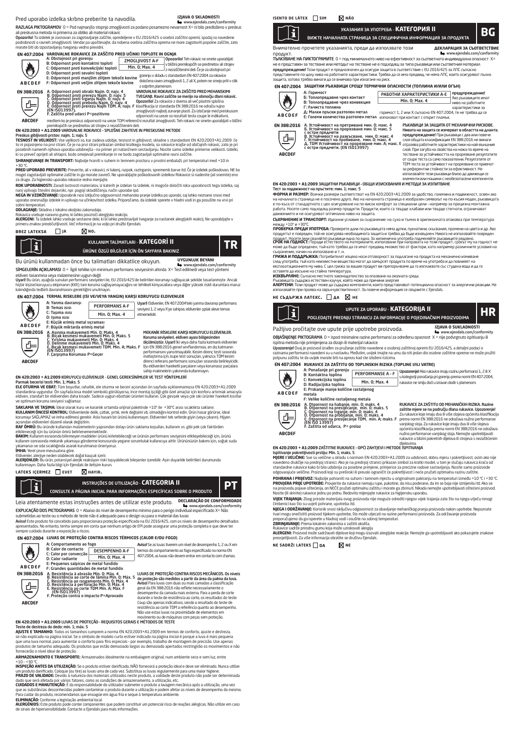Pred uporabo izdelka skrbno preberite ta navodila.

**IZJAVA O SKLADNOSTI**
www.ejendals.com/conformity

**RAZLAGA PIKTOGRAMOV** 0 = Pod najmanjšo stopnjo zmogljivosti za podano posamezno nevarnost X= ni bilo preizkušeno v preskusu ali preskusna metoda ni primerna za obliko ali material rokavic

**Opozorilo!** Ta izdelek je zasnovan za zagotavljanje zaščite, opredeljene v EU 2016/425 o osebni zaščitni opremi; spodaj so navedene podrobnosti o ravneh zmogljivosti. Vendar pa upoštevajte, da nobena osebna zaščitna oprema ne more zagotoviti popolne zaščite, zato morate biti ob izpostavljanju tveganju vedno previdni.

**EN 407:2004 VAROVALNE ROKAVICE ZA ZAŠČITO PRED UČINKI TOPLOTE IN OGNJA**

A: Obstojnost pri gorenju
B: Odpornost proti kontaktni toploti
C: Odpornost proti konvekcijski toploti
D: Odpornost proti sevalni toploti
E: Odpornost proti manjšim zlitjem teokče kovine
F: Odpornost proti večjim zlitjem tekoče kovine

ABCDEF

| ZMOGLJIVOST A-F |
|---|
| Min. 0; Max. 4 |

**Opozorilo!** Teh rokavic ne smete uporabljati v bližini premikajočih se predmetov ali strojev z nezaščitenimi deli. Če je za obstojnost pri gorenju v skladu s standardom EN 407:2004 za rokavice določena raven zmogljivosti 1, 2 ali X, potem ne smejo priti v stik z odprtim plamenom.

**EN 388:2016**
A. Odpornost proti obrabi Najm. 0; najv. 4
B. Odpornost proti prerezu Najm. 0; najv. 5
C. Odpornost proti trganju Najm. 0; najv. 4
D. Odpornost proti prebodu Najm. 0; najv. 4
E. Odpornost proti prerezu Najm TDM. A; Najv. F (EN ISO13997)
F. Zaščita pred udarci P=pozitivno

ABCDEF

**VAROVALNE ROKAVICE ZA ZAŠČITO PRED MEHANSKIMI TVEGANJI. Ravni zaščite se merijo na območju dlani rokavic. Opozorilo!** Za rokavice z dvema ali več plastmi splošna klasifikacija iz standarda EN 388:2016 ne odraža nujno zmogljivosti najbolj zunanje plasti. Za izločanje med preizkusom odpornosti na rezanje so rezultati testa coupe le indikativni, medtem ko je preskus odpornosti na ureze TDM referenčni rezultat zmogljivosti. Teh rokavic ne smete uporabljati v bližini premikajočih se predmetov ali strojev z nezaščitenimi deli.

**EN 420:2003 + A1:2009 VAROVALNE ROKAVICE - SPLOŠNE ZAHTEVE IN PRESKUSNE METODE**
**Preskus gibljivosti prstov: najm. 1; najv. 5**

**TESNOST IN VELIKOST:** Vse velikosti so, kar zadeva udobje, tesnost in gibljivost, skladne s standardom EN 420:2003+A1:2009 če to ni pojasnjeno na prvi strani. Če je na prvi strani prikazan simbol kratkega modela, so rokavice krajše od običajnih rokavic, zato je pri posebnih namenih njihova uporaba udobnejša – na primer pri namenskem sestavljanju. Nosite samo izdelke primerne velikosti. Izdelki, ki so preveč ohlapni, bodo omejevali premikanje in ne bodo zagotavljali optimalne ravni zaščite.

**SHRANJEVANJE IN TRANSPORT:** Najbolje hraniti v suhem in temnem prostoru v prvotni embalaži, pri temperaturi med +10 in +30 °C.

**PRED UPORABO PREVERITE:** Preverite, ali v rokavici ni lukenj, razpok, raztrganin, sprememb barve itd. Če je izdelek poškodovan, NE bo mogel zagotavljati optimalne zaščite in ga morate zavreči. Ne uporabljajte poškodovanih izdelkov Rokavice si nadenite (ali snemite) eno za drugo. Za higiensko uporabo rokavice redno menjajte.

**ROK UPORABNOSTI:** Zaradi lastnosti materialov, iz katerih je izdelan ta izdelek, ni mogoče določiti roka uporabnosti tega izdelka, saj nanj vpliva več dejavnikov, npr. pogoji skladiščenja, način uporabe ipd.

**NEGA IN VZDRŽEVANJE:** Uporabnik nosi izključno odgovornost mehansko pranje izdelka po uporabi, saj lahko neznane snovi med uporabo onesnažijo izdelek in vplivajo na učinkovitost izdelka. Priporočamo, da izdelek sperete v hladni vodi in ga posušite na vrvi pri sobni temperaturi.

**ODLAGANJE:** Skladno z lokalno okoljsko zakonodajo.

Rokavica vsebuje naravno gumo, ki lahko povzroči alergijsko reakcijo.

**ALERGENI:** Ta izdelek lahko vsebuje sestavne dele, ki bi lahko predstavljali tveganje za nastanek alergijskih reakcij. Ne uporabljajte v primeru znakov preobčutljivosti. Več informacij je na voljo pri družbi Ejendals.

**BREZ LATEKSA** ☐ JA ☒ NO.

---

## KULLANIM TALİMATLARI - KATEGORİ II

ÜRÜNE ÖZGÜ BİLGİLER İÇİN ÖN SAYFAYA BAKINIZ

**TR**

Bu ürünü kullanmadan önce bu talimatları dikkatlice okuyun.

**UYGUNLUK BEYANI**
www.ejendals.com/conformity

**SİMGELERİN AÇIKLAMASI** 0 = İlgili tehlike için minimum performans seviyesinin altında X= Test edilmedi veya test yöntemi eldiven tasarımına veya malzemesine uygun değil

**Uyarı!** Bu ürün, aşağıda sunulan performans seviyeleri ile, EU 2016/425'de belirtilen korumayı sağlayacak şekilde tasarlanmıştır. Ancak hiçbir kişisel koruyucu ekipmanın (KKE) tam koruma sağlayamayacağını ve tehlikeli kimyasallara veya diğer yüksek riskli durumlara maruz kalındığında tedbirli davranılmasını gerektiğini unutmayın.

**EN 407:2004 TERMAL RİSKLERE (ISI VE/VEYA YANGIN) KARŞI KORUYUCU ELDİVENLER**

A: Yanma davranışı
B: Temas ısısı
C: Taşıma ısısı
D: Işıma ısısı
E: Küçük erimiş metal sıçraması
F: Büyük miktarda erimiş metal

ABCDEF

| PERFORMANS A-F |
|---|
| Min. 0; Max. 4 |

**Uyarı!** Eldivenler, EN 407:2004'teki yanma davranışı performans seviyesi 1, 2 veya X'ye sahipse, eldivenler çıplak aleve temas etmemelidir.

**EN 388:2016**
A. Aşınma mukavemeti Min. 0; Maks. 4
B. Bıçak kesmesi mukavemeti Min. 0; Maks. 5
C. Yırtılma mukavemeti Min. 0; Maks. 4
D. Delinme mukavemeti Min. 0; Maks. 4
E. Bıçak kesmesi mukavemeti TDM. Min. A; Maks. F (EN ISO13997)
F. Çarpışma Koruması P=Geçer

ABCDEF

**MEKANİK RİSKLERE KARŞI KORUYUCU ELDİVENLER. Koruma seviyeleri, eldiven ayası bölgesinden ölçülmüştür. Uyarı!** İki veya daha fazla katmanlı eldivenler için EN 388:2016 genel sınıflandırması, en dış katmanın performansını yansıtmayabilir. Kesim direnç testi sırasında matlaştırma için, kupe test sonuçları, yalnızca TDM kesim direnci referans performans sonuçları sırasında belirleyicidir. Bu eldivenleri hareketli parçaların veya korumasız parçalara sahip makinelerin yakınında kullanmayın.

**EN 420:2003 + A1:2009 KORUYUCU ELDİVENLER - GENEL GEREKSİNİMLER VE TEST YÖNTEMLERİ**
**Parmak becerisi testi: Min. 1; Maks. 5**

**ELE OTURMA VE EBAT:** Tüm boyutlar, rahatlık, ele oturma ve beceri açısından ön sayfada açıklanmamışsa EN 420:2003+A1:2009 standardına uygundur. Ön sayfada kısa model sembolü görülüyorsa, ince montaj işçiliği gibi özel amaçlar için konforu artırmak amacıyla eldiven, standart bir eldivenden daha kısadır. Sadece uygun ebattaki ürünleri kullanın. Çok gevşek veya çok sıkı ürünler hareketi kısıtlar ve optimum koruma seviyesi sağlamaz.

**SAKLAMA VE TAŞIMA:** İdeal olarak kuru ve karanlık ortamda orijinal paketinde +10° ile +30°C arası sıcaklıkta saklanır.

**KULLANIM ÖNCESİ KONTROL:** Eldivenlerde delik, çatlak, yırtık, renk değişimi vb. olmadığını kontrol edin. Ürün hasar görürse, ideal korumayı SAĞLAMAZ ve imha edilmesi gerekir. Asla hasarlı bir ürünü kullanmayın. Eldivenleri tek seferde giyin (veya çıkarın). Hijyen açısından eldivenleri düzenli olarak değiştirin.

**RAF ÖMRÜ:** Bu üründe kullanılan malzemelerin yapısından dolayı ürün saklama koşulları, kullanım vs. gibi pek çok faktörden etkilenceği için bu ürünün ömrü belirlenememektedir.

**BAKIM:** Kullanım esnasında bilinmeyen maddeler ürünü kirletebileceği ve ürünün performans seviyesini etkileyebileceği için, ürünü kullanım sonrasında mekanik yıkamaya gönderme konusunda yegane sorumluluk kullanıcıya aittir. Ürününüzün bakımı için, soğuk suda yıkamanızı ve oda sıcaklığında asarak kurutmanızı öneriyoruz.

**İMHA:** Yerel çevre mevzuatına göre.

Eldivenler, alerjiye neden olabilecek doğal kauçuk içerir.

**ALERJENLER:** Bu ürün, potansiyel alerjik reaksiyon riski taşıyabilecek bileşenler içerebilir. Aşırı duyarlılık belirtileri durumunda kullanmayın. Daha fazla bilgi için Ejendals ile iletişim kurun.

**LATEKS İÇERMEZ** ☐ EVET ☒ HAYIR.

---

## INSTRUÇÕES DE UTILIZAÇÃO - CATEGORIA II

CONSULTE A PÁGINA INICIAL PARA INFORMAÇÕES ESPECÍFICAS SOBRE O PRODUTO

**PT**

Leia atentamente estas instruções antes de utilizar este produto.

**DECLARAÇÃO DE CONFORMIDADE**
www.ejendals.com/conformity

**EXPLICAÇÃO DOS PICTOGRAMAS** 0 = Abaixo do nível de desempenho mínimo para o perigo individual especificado X= Não submetidas ao teste ou o método de teste não é adequado para o design ou para o material das luvas

**Aviso!** Este produto foi concebido para proporcionar a proteção especificada na EU 2016/425, com os níveis de desempenho detalhados apresentados. No entanto, tenha sempre em conta que nenhum artigo de EPI pode assegurar uma proteção completa e que deve ter sempre cuidado durante a exposição a riscos.

**EN 407:2004 LUVAS DE PROTEÇÃO CONTRA RISCOS TÉRMICOS (CALOR E/OU FOGO)**

A: Comportamento ao fogo
B: Calor de contacto
C: Calor por convecção
D: Calor radiante
E: Pequenos salpicos de metal fundido
F: Grandes quantidades de metal fundido

ABCDEF

| DESEMPENHO A-F |
|---|
| Min. 0; Max. 4 |

**Aviso!** Se as luvas tiverem um nível de desempenho 1, 2 ou X em termos do comportamento ao fogo especificado na norma EN 407:2004, as luvas não devem entrar em contacto com chamas.

**EN 388:2016**
A. Resistência à abrasão Mín. 0; Máx. 4
B. Resistência ao corte de lâmina Mín. 0; Máx. 5
C. Resistência ao rasgamento Mín. 0; Máx. 4
D. Resistência à perfuração Mín. 0; Máx. 4
E. Resistência ao corte TDM Mín. A; Máx. F (EN ISO13997)
F. Proteção contra o impacto P=Aprovado

ABCDEF

**LUVAS DE PROTEÇÃO CONTRA RISCOS MECÂNICOS. Os níveis de proteção são medidos a partir da área da palma da luva. Aviso!** Para luvas com duas ou mais camadas a classificação geral da EN 388:2016 não reflete necessariamente o desempenho da camada mais externa. Para a perda de corte durante o teste de resistência ao corte, os resultados do teste Coup são apenas indicativos, sendo o resultado do teste de resistência ao corte TDM a referência quanto ao desempenho. Não use estas luvas na proximidade de elementos em movimento ou de máquinas com peças sem proteção.

**EN 420:2003 + A1:2009 LUVAS DE PROTEÇÃO - REQUISITOS GERAIS E MÉTODOS DE TESTE**
**Teste de destreza do dedo: mín. 1; máx. 5**

**AJUSTE E TAMANHO:** Todos os tamanhos cumprem a norma EN 420:2003+A1:2009 em termos de conforto, ajuste e destreza, se não explicado na página inicial. Se o símbolo de modelo curto estiver indicado na página inicial é porque a luva é mais pequena que uma luva normal, para aumentar o conforto para fins especiais - por exemplo, trabalho de montagem de precisão. Use apenas produtos de tamanho adequado. Os produtos que estão demasiado largos ou demasiado apertados restringirão os movimentos e não fornecerão o nível ideal de proteção.

**ARMAZENAMENTO E TRANSPORTE:** Armazenados idealmente na embalagem original, num ambiente seco e sem luz, entre +10 - +30 °C.

**INSPEÇÃO ANTES DA UTILIZAÇÃO:** Se o produto estiver danificado, NÃO fornecerá a proteção ideal e deve ser eliminado. Nunca utilize um produto danificado. Coloque (ou tire) as luvas uma de cada vez. Substitua as luvas regularmente para uma maior higiene.

**PRAZO DE VALIDADE:** Devido à natureza dos materiais utilizados neste produto, a validade deste produto não pode ser determinada dado que será afetada por vários fatores, como as condições de armazenamento, a utilização, etc.

**CUIDADOS E MANUTENÇÃO:** É da responsabilidade do utilizador submeter o produto a lavagem mecânica após a utilização, uma vez que as substâncias desconhecidas podem contaminar o produto durante a utilização e podem afetar os níveis de desempenho do mesmo. Para cuidar do produto, recomendamos que enxagúe em água fria e seque à temperatura ambiente.

**ELIMINAÇÃO:** Conforme a legislação ambiental local.

**ALERGÉNIOS:** Este produto pode conter componentes que podem constituir um potencial risco de reações alérgicas. Não utilize em caso de sinais de hipersensibilidade. Contacte a Ejendals para mais informações.

**ISENTO DE LÁTEX** ☐ SIM ☒ NÃO

---

## УКАЗАНИЯ ЗА УПОТРЕБА - КАТЕГОРИЯ II

ВИЖТЕ НАЧАЛНАТА СТРАНИЦА ЗА СПЕЦИФИЧНА ИНФОРМАЦИЯ ЗА ПРОДУКТА

**BG**

Внимателно прочетете указанията, преди да използвате този продукт.

**ДЕКЛАРАЦИЯ ЗА СЪОТВЕТСТВИЕ**
www.ejendals.com/conformity

**ТЪЛКУВАНЕ НА ПИКТОГРАМИТЕ** 0 = под минималното ниво на ефективност за съответната индивидуална опасност X= не е представен за тестване или методът на тестване не е подходящ за типа ръкавици или съответния материал

**предупреждение!** Този продукт е предназначен да осигури защита в съответствие с EU 2016/425 за ЛПС съгласно представените по-долу нива на работните характеристики. Трябва да се има предвид, че няма ЛПС, които осигуряват пълна защита, затова трябва винаги да се внимава при излагане на риск.

**EN 407:2004 ЗАЩИТНИ РЪКАВИЦИ СРЕЩУ ТЕРМИЧНИ ОПАСНОСТИ (ТОПЛИНА И/ИЛИ ОГЪН)**

А: Горимост
Б: Топлопредаване чрез контакт
В: Топлопредаване чрез конвекция
Г: Лъчиста топлина
Д: Малки пръски разтопен метал
Е: Големи количества разтопен метал

ABCDEF

| РАБОТНИ ХАРАКТЕРИСТИКИ A-E |
|---|
| Min. 0; Max. 4 |

**предупреждение!** Ако ръкавиците имат ниво на работните характеристики за горимост 1, 2 или Х съгласно EN 407:2004, те не трябва да се използват при контакт с открит пламък.

**EN 388:2016**
А. Устойчивост на претриване мин. 0; макс. 4
Б. Устойчивост на прорязване мин. 0; макс. 5 с остри предмети
В. Устойчивост на разкъсване, мин. 0; макс. 4
Г. Устойчивост на пробиване, мин. 0; макс. 4
Д. TDM Устойчивост на прорязване мин. А; макс. Е с остри предмети. (EN ISO13997)

ABCDEF

**РЪКАВИЦИ ЗА ЗАЩИТА ОТ МЕХАНИЧНИ РИСКОВЕ. Нивата на защита се измерват в областта на дланта. предупреждение!** При ръкавици с два или повече слоя общата класификация на EN 388:2016 не винаги отразява работните характеристики на най-външния слой. При загуба на свойства на ножа по време на тестване за устойчивостта на прорязване резултатите от соupe теста са само показатели. Резултатите от TDM теста за устойчивост на прорязване се приемат за референтни стойности за ефективност. Не използвайте тези ръкавици близо до движещи се елементи или машини с необезопасени компоненти.

**EN 420:2003 + A1:2009 ЗАЩИТНИ РЪКАВИЦИ - ОБЩИ ИЗИСКВАНИЯ И МЕТОДИ ЗА ИЗПИТВАНЕ**
**Тест за подвижност на пръстите: мин. 1; макс. 5**

**ФОРМА И РАЗМЕР:** Всички размери съответстват на EN 420:2003+A1:2009 за удобство, големина и подвижност, освен ако на началната страница не е посочено друго. Ако на началната страница е изобразен символът на по-къси модел, ръкавицата е по-къса от стандартното с цел осигуряване на по-висок комфорт за специални цели – например за прецизна монтажна работа. Носете само подходящ размер продукти. Продукти, които са твърде хлабави или твърде стегнати, ограничават движението и не осигуряват оптимално ниво на защита.

**СЪХРАНЕНИЕ И ТРАНСПОРТ:** Идеални условия за съхранение: на сухо и тъмно в оригиналната опаковка при температура между +10° и +30°С.

**ПРОВЕРКА ПРЕДИ УПОТРЕБА:** Проверете дали по ръкавицата няма дупки, пукнатини, скъсвания, промени на цвета и др. Ако продуктът е повреден, той не осигурява необходимата защита и трябва да бъде изхвърлен. Никога не използвайте повреден продукт. Носете (или сваляйте) ръкавици една по една. За хигиенична употреба подменяйте ръкавиците редовно.

**СРОК НА ГОДНОСТ:** Поради естеството на материалите, използвани при направата на този продукт, срокът му на годност не може да бъде определен, тъй като трябва да се имат предвид множество от фактори, като например различните условия на съхранение, начин на използване и т. н.

**ГРИЖА И ПОДДРЪЖКА:** Потребителят изцяло носи отговорност за подлагане на продукта на механично изпиране след употреба, тъй като неизвестни вещества могат да замърсят продукта по време на употреба и да повлияят на експлоатационните му нива. С цел грижа за вашия продукт ви препоръчваме да го изплаквате със студена вода и да го оставяте да изсъхне на стайна температура.

**ИЗХВЪРЛЯНЕ:** Съгласно местното законодателство за опазване на околната среда.

Ръкавицата съдържа естествен каучук, който може да причини алергия

**АЛЕРГЕНИ:** Този продукт може да съдържа компоненти, които представляват потенциална опасност за алергични реакции. Не използвайте при прояви на свръхчувствителност. За повече информация се свържете с Ejendals.

**НЕ СЪДЪРЖА ЛАТЕКС.** ☐ ДА ☒ НЕ

---

## UPUTE ZA UPORABU - KATEGORIJA II

POGLEDAJTE PREDNJU STRANICU ZA INFORMACIJE O POJEDINAČNIM PROIZVODIMA

**HR**

Pažljivo pročitajte ove upute prije upotrebe proizvoda.

**IZJAVA O SUKLADNOSTI**
www.ejendals.com/conformity

**OBJAŠNJENJE PIKTOGRAMA** 0 = ispod minimalne razine performansi za određenu opasnost X = nije podvrgnuto ispitivanju ili ispitna metoda nije primijenjena za dizajn ili materijal rukavice

**Upozorenje!** Ovaj je proizvod izrađen za pružanje zaštite navedene o osobnoj zaštitnoj opremi EU 2016/425, a detaljni podaci o razinama performansi navedeni su u nastavku. Međutim, uvijek imajte na umu da niti jedan dio osobne zaštitne opreme ne može pružiti potpunu zaštitu te da uvijek morate biti na oprezu kad ste izloženi rizicima.

**EN 407:2004 RUKAVICE ZA ZAŠTITU OD TOPLINSKIH RIZIKA (TOPLINE I/ILI VATRE)**

A: Ponašanje pri gorenju
B: Kontaktna toplina
C: Konvekcijska toplina
D: Radijacijska toplina
E: Prskanje manje količine rastaljenog metala
F: Velike količine rastaljenog metala

ABCDEF

| PERFORMANSE A - F |
|---|
| Min. 0; Max. 4 |

**Upozorenje!** Ako rukavice imaju razinu performansi 1, 2 ili X u kategoriji ponašanja pri gorenju prema normi EN 407:2004, rukavice ne smiju doći u izravan dodir s plamenom.

**EN 388:2016**
A. Otpornost na habanje, min. 0; maks. 4
B. Otpornost na presijecanje, min. 0; maks. 5
C. Otpornost na trganje, min. 0; maks. 4
D. Otpornost na probijanje, min. 0; maks. 4
E. Otpornost na presijecanje TDM, min. A; maks. F (EN ISO 13997)
F. Zaštita od udarca, P= prolaz

ABCDEF

**RUKAVICE ZA ZAŠTITU OD MEHANIČKIH RIZIKA. Razine zaštite mjere se na području dlana rukavice. Upozorenje!** Za rukavice koje imaju dva ili više slojeva općenita klasifikacija prema normi EN 388:2016 ne odražava nužno performanse vanjskog sloja. Za rukavice koje imaju dva ili više slojeva općenita klasifikacija prema normi EN 388:2016 ne odražava nužno performanse vanjskog sloja. Nemojte upotrebljavati rukavice u blizini pokretnih dijelova ili strojeva s nezaštićenim dijelovima.

**EN 420:2003 + A1:2009 ZAŠTITNE RUKAVICE - OPĆI ZAHTJEVI I METODE ISPITIVANJA**
**Ispitivanje pokretljivosti prstiju: Min. 1; maks. 5**

**MJERE I VELIČINE:** Sve su veličine u skladu s normom EN 420:2003+A1:2009 za udobnost, dobru mjeru i pokretljivost, osim ako nije navedeno drukčije na prednjoj stranici. Ako je na prednjoj stranici prikazan simbol za kratki model, u tom je slučaju rukavica kraća od standardne rukavice kako bi bila udobnija za posebne primjene, primjerice za precizne radove sastavljanja. Nosite samo proizvode odgovarajuće veličine. Proizvodi koji su preširoki ili preuski ograničit će pokretljivost i neće pružati optimalnu razinu zaštite.

**POHRANA I PRIJEVOZ:** Najbolje pohraniti na suhom i tamnom mjestu u originalnom pakiranju na temperaturi između +10 °C i +30 °C.

**PROVJERA PRIJE UPOTREBE:** Provjerite da rukavice nemaju rupe, pukotine, da nisu poderane, da im se boja nije izmijenila itd. Ako se na proizvodu pojave oštećenja, on NEĆE pružati optimalnu zaštitu i morate ga zbrinuti. Nikada nemojte upotrebljavati oštećeni proizvod. Nosite (ili skinite) rukavice jednu po jednu. Redovito mijenjajte rukavice za higijensku uporabu.

**VIJEK TRAJANJA:** Zbog prirode materijala ovog proizvoda nije moguće odrediti njegov vijek trajanja zato što na njega utječu mnogi čimbenici kao što su uvjeti pohrane, upotreba itd.

**NJEGA I ODRŽAVANJE:** Korisnik snosi isključivu odgovornost za obavljanje mehaničkog pranja proizvoda nakon upotrebe. Nepoznate tvari mogu onečistiti proizvod tijekom upotrebe, što može utjecati na razine performansi proizvoda. Za održavanje proizvoda preporučujemo da ga isperete u hladnoj vodi i osušite na sobnoj temperaturi.

**ZBRINJAVANJE:** Prema lokalnim zakonima o zaštiti okoliša.

Rukavice sadrže prirodnu gumu koja može uzrokovati alergiju

**ALERGENI:** Proizvod može sadržavati dijelove koji mogu izazvati alergijske reakcije. Nemojte ga upotrebljavati ako pokazujete znakove preosjetljivosti. Za više informacija obratite se društvu Ejendals.

**NE SADRŽI LATEKS** ☐ DA ☒ NE